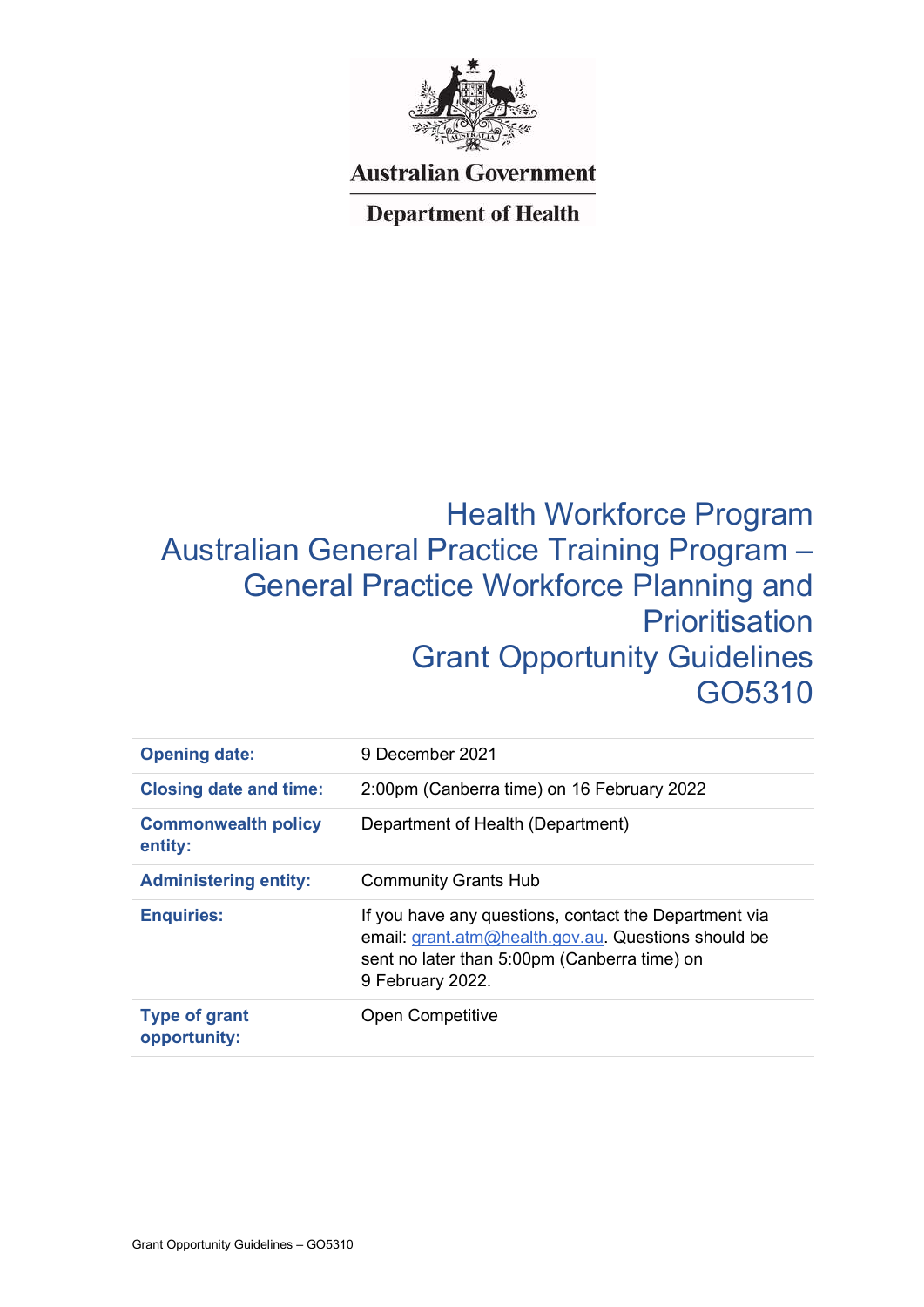Australian Government

Department of Health

# Health Workforce Program
# Australian General Practice Training Program – General Practice Workforce Planning and Prioritisation
# Grant Opportunity Guidelines
# GO5310

| | |
|---|---|
| **Opening date:** | 9 December 2021 |
| **Closing date and time:** | 2:00pm (Canberra time) on 16 February 2022 |
| **Commonwealth policy entity:** | Department of Health (Department) |
| **Administering entity:** | Community Grants Hub |
| **Enquiries:** | If you have any questions, contact the Department via email: grant.atm@health.gov.au. Questions should be sent no later than 5:00pm (Canberra time) on 9 February 2022. |
| **Type of grant opportunity:** | Open Competitive |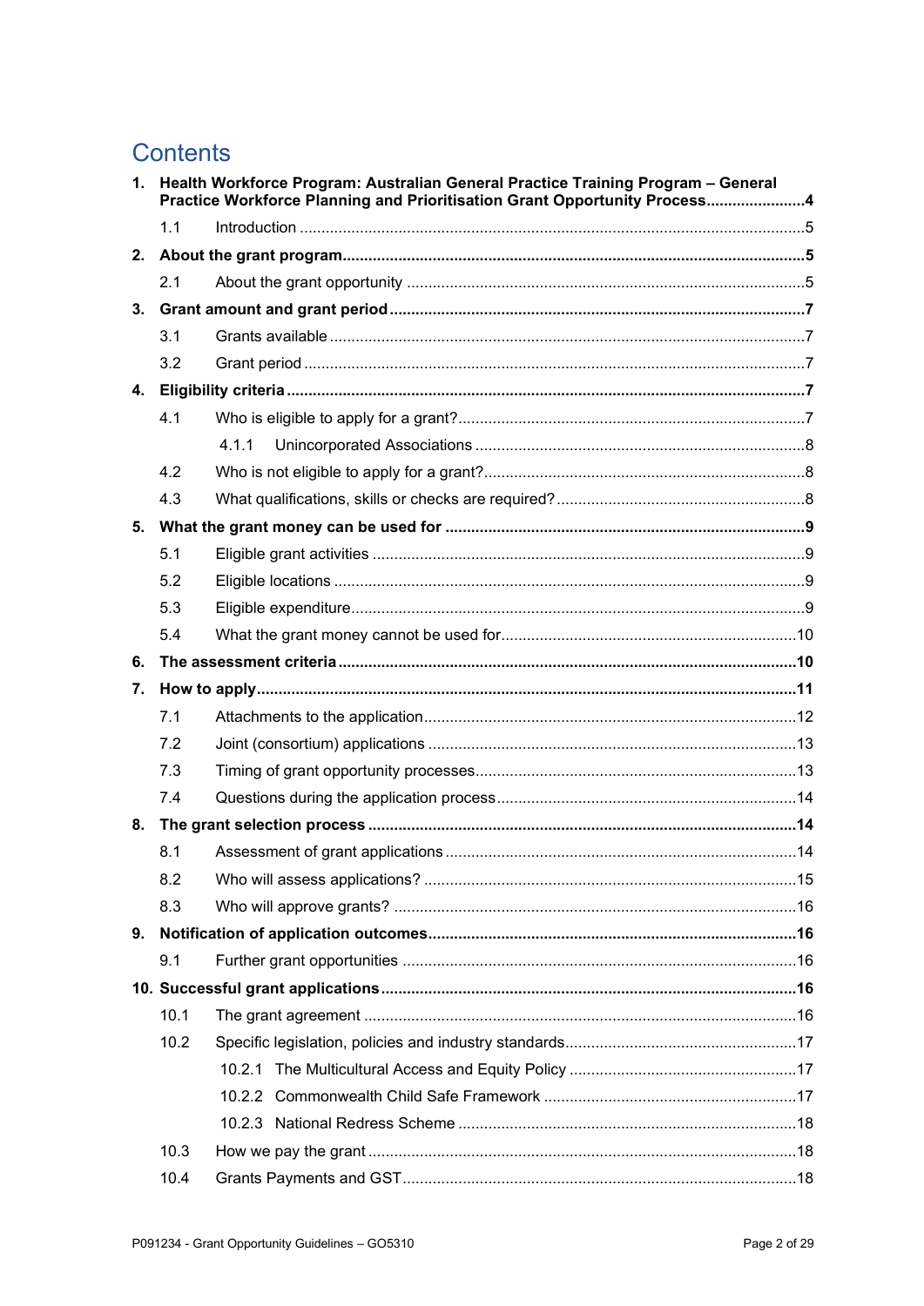# Contents

**1. Health Workforce Program: Australian General Practice Training Program – General Practice Workforce Planning and Prioritisation Grant Opportunity Process....................4**

- 1.1 Introduction ....................5

**2. About the grant program....................5**

- 2.1 About the grant opportunity ....................5

**3. Grant amount and grant period....................7**

- 3.1 Grants available ....................7
- 3.2 Grant period ....................7

**4. Eligibility criteria....................7**

- 4.1 Who is eligible to apply for a grant?....................7
  - 4.1.1 Unincorporated Associations ....................8
- 4.2 Who is not eligible to apply for a grant?....................8
- 4.3 What qualifications, skills or checks are required?....................8

**5. What the grant money can be used for ....................9**

- 5.1 Eligible grant activities ....................9
- 5.2 Eligible locations ....................9
- 5.3 Eligible expenditure....................9
- 5.4 What the grant money cannot be used for....................10

**6. The assessment criteria....................10**

**7. How to apply....................11**

- 7.1 Attachments to the application....................12
- 7.2 Joint (consortium) applications ....................13
- 7.3 Timing of grant opportunity processes....................13
- 7.4 Questions during the application process....................14

**8. The grant selection process ....................14**

- 8.1 Assessment of grant applications....................14
- 8.2 Who will assess applications? ....................15
- 8.3 Who will approve grants? ....................16

**9. Notification of application outcomes....................16**

- 9.1 Further grant opportunities ....................16

**10. Successful grant applications....................16**

- 10.1 The grant agreement ....................16
- 10.2 Specific legislation, policies and industry standards....................17
  - 10.2.1 The Multicultural Access and Equity Policy ....................17
  - 10.2.2 Commonwealth Child Safe Framework ....................17
  - 10.2.3 National Redress Scheme ....................18
- 10.3 How we pay the grant ....................18
- 10.4 Grants Payments and GST....................18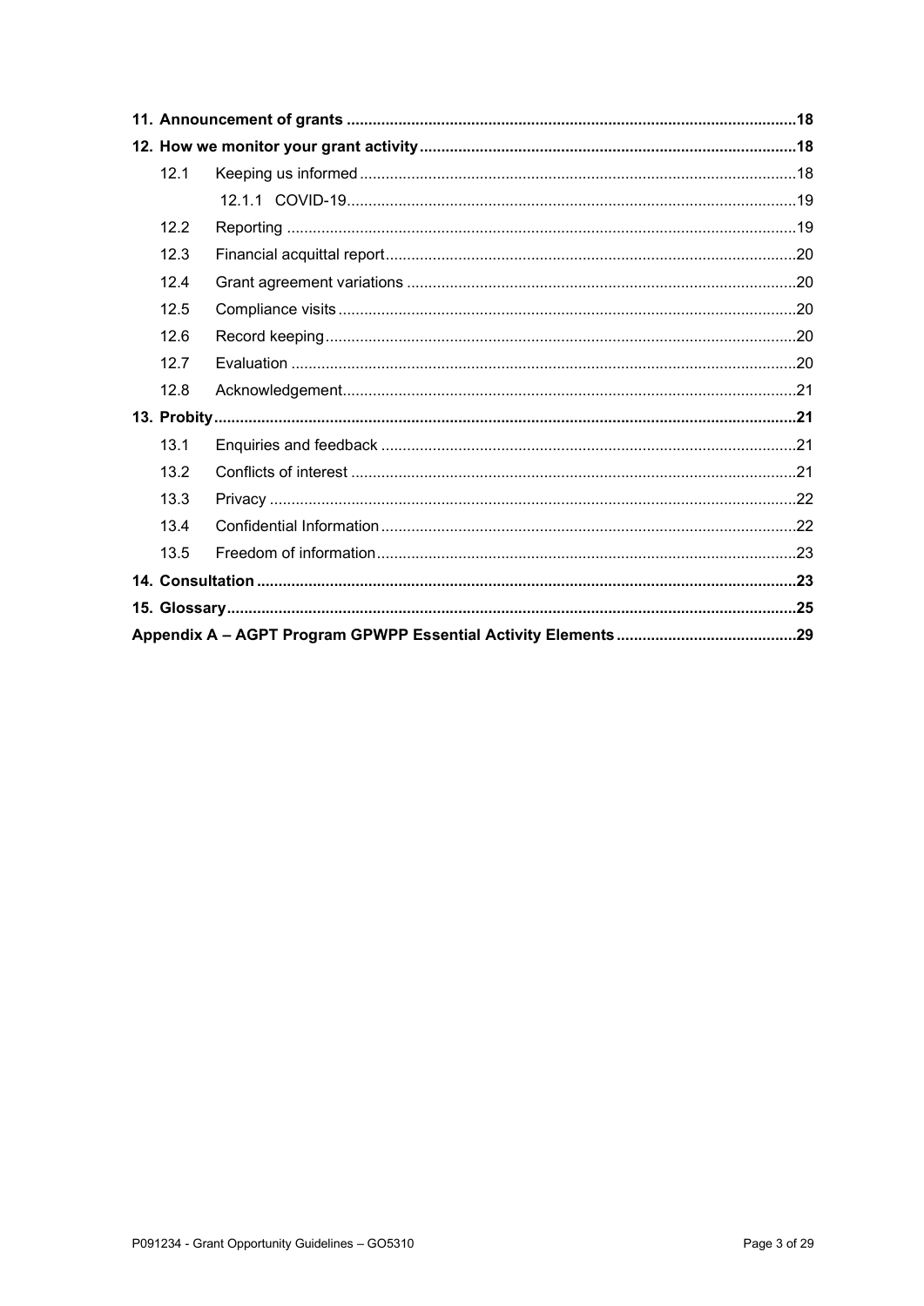| | | |
|---|---|---|
| **11. Announcement of grants** | | **18** |
| **12. How we monitor your grant activity** | | **18** |
| 12.1 | Keeping us informed | 18 |
| | 12.1.1 COVID-19 | 19 |
| 12.2 | Reporting | 19 |
| 12.3 | Financial acquittal report | 20 |
| 12.4 | Grant agreement variations | 20 |
| 12.5 | Compliance visits | 20 |
| 12.6 | Record keeping | 20 |
| 12.7 | Evaluation | 20 |
| 12.8 | Acknowledgement | 21 |
| **13. Probity** | | **21** |
| 13.1 | Enquiries and feedback | 21 |
| 13.2 | Conflicts of interest | 21 |
| 13.3 | Privacy | 22 |
| 13.4 | Confidential Information | 22 |
| 13.5 | Freedom of information | 23 |
| **14. Consultation** | | **23** |
| **15. Glossary** | | **25** |
| **Appendix A – AGPT Program GPWPP Essential Activity Elements** | | **29** |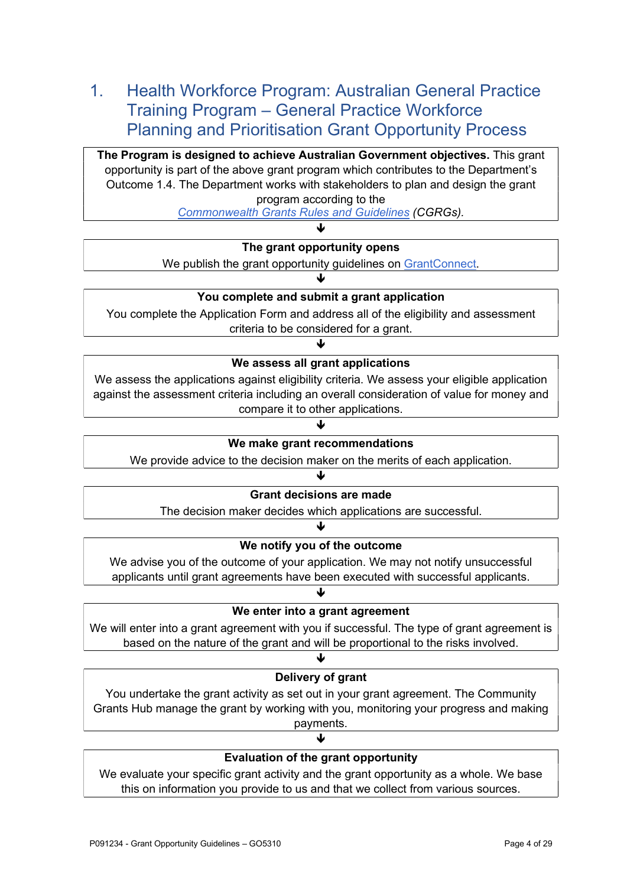# 1. Health Workforce Program: Australian General Practice Training Program – General Practice Workforce Planning and Prioritisation Grant Opportunity Process

**The Program is designed to achieve Australian Government objectives.** This grant opportunity is part of the above grant program which contributes to the Department's Outcome 1.4. The Department works with stakeholders to plan and design the grant program according to the *Commonwealth Grants Rules and Guidelines (CGRGs).*

↓

**The grant opportunity opens**

We publish the grant opportunity guidelines on GrantConnect.

↓

**You complete and submit a grant application**

You complete the Application Form and address all of the eligibility and assessment criteria to be considered for a grant.

↓

**We assess all grant applications**

We assess the applications against eligibility criteria. We assess your eligible application against the assessment criteria including an overall consideration of value for money and compare it to other applications.

↓

**We make grant recommendations**

We provide advice to the decision maker on the merits of each application.

↓

**Grant decisions are made**

The decision maker decides which applications are successful.

↓

**We notify you of the outcome**

We advise you of the outcome of your application. We may not notify unsuccessful applicants until grant agreements have been executed with successful applicants.

↓

**We enter into a grant agreement**

We will enter into a grant agreement with you if successful. The type of grant agreement is based on the nature of the grant and will be proportional to the risks involved.

↓

**Delivery of grant**

You undertake the grant activity as set out in your grant agreement. The Community Grants Hub manage the grant by working with you, monitoring your progress and making payments.

↓

**Evaluation of the grant opportunity**

We evaluate your specific grant activity and the grant opportunity as a whole. We base this on information you provide to us and that we collect from various sources.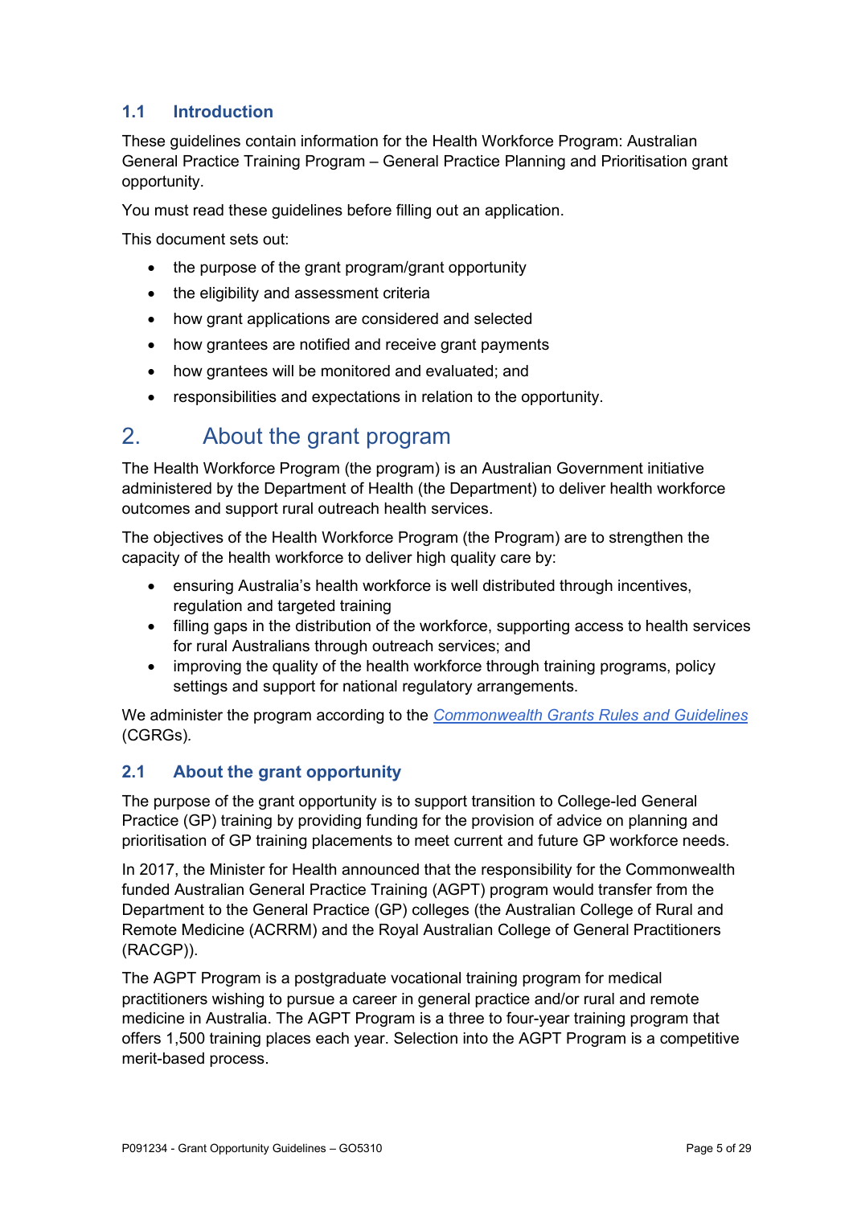### 1.1 Introduction

These guidelines contain information for the Health Workforce Program: Australian General Practice Training Program – General Practice Planning and Prioritisation grant opportunity.

You must read these guidelines before filling out an application.

This document sets out:

- the purpose of the grant program/grant opportunity
- the eligibility and assessment criteria
- how grant applications are considered and selected
- how grantees are notified and receive grant payments
- how grantees will be monitored and evaluated; and
- responsibilities and expectations in relation to the opportunity.

## 2. About the grant program

The Health Workforce Program (the program) is an Australian Government initiative administered by the Department of Health (the Department) to deliver health workforce outcomes and support rural outreach health services.

The objectives of the Health Workforce Program (the Program) are to strengthen the capacity of the health workforce to deliver high quality care by:

- ensuring Australia's health workforce is well distributed through incentives, regulation and targeted training
- filling gaps in the distribution of the workforce, supporting access to health services for rural Australians through outreach services; and
- improving the quality of the health workforce through training programs, policy settings and support for national regulatory arrangements.

We administer the program according to the *Commonwealth Grants Rules and Guidelines* (CGRGs).

### 2.1 About the grant opportunity

The purpose of the grant opportunity is to support transition to College-led General Practice (GP) training by providing funding for the provision of advice on planning and prioritisation of GP training placements to meet current and future GP workforce needs.

In 2017, the Minister for Health announced that the responsibility for the Commonwealth funded Australian General Practice Training (AGPT) program would transfer from the Department to the General Practice (GP) colleges (the Australian College of Rural and Remote Medicine (ACRRM) and the Royal Australian College of General Practitioners (RACGP)).

The AGPT Program is a postgraduate vocational training program for medical practitioners wishing to pursue a career in general practice and/or rural and remote medicine in Australia. The AGPT Program is a three to four-year training program that offers 1,500 training places each year. Selection into the AGPT Program is a competitive merit-based process.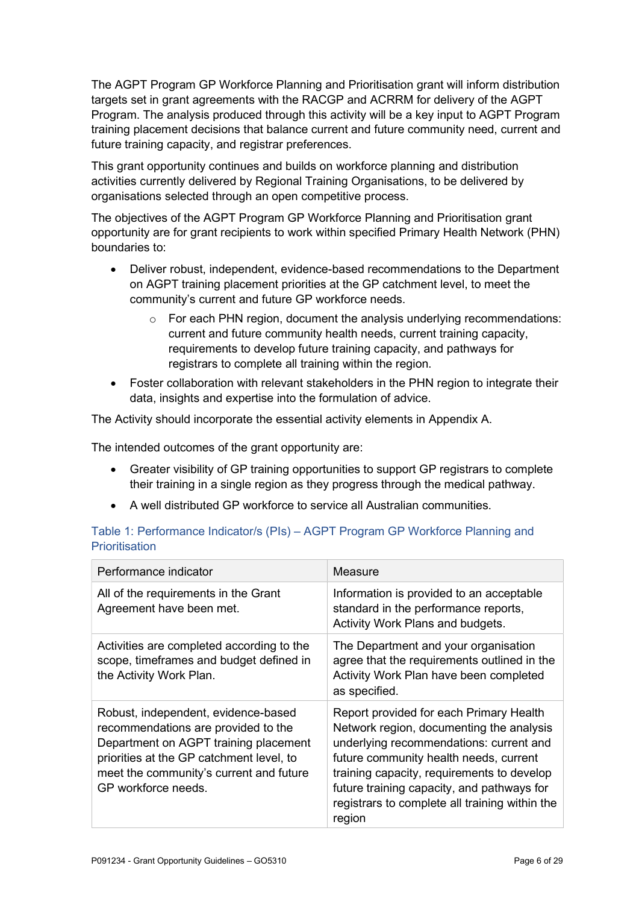The AGPT Program GP Workforce Planning and Prioritisation grant will inform distribution targets set in grant agreements with the RACGP and ACRRM for delivery of the AGPT Program. The analysis produced through this activity will be a key input to AGPT Program training placement decisions that balance current and future community need, current and future training capacity, and registrar preferences.

This grant opportunity continues and builds on workforce planning and distribution activities currently delivered by Regional Training Organisations, to be delivered by organisations selected through an open competitive process.

The objectives of the AGPT Program GP Workforce Planning and Prioritisation grant opportunity are for grant recipients to work within specified Primary Health Network (PHN) boundaries to:

- Deliver robust, independent, evidence-based recommendations to the Department on AGPT training placement priorities at the GP catchment level, to meet the community's current and future GP workforce needs.
    - For each PHN region, document the analysis underlying recommendations: current and future community health needs, current training capacity, requirements to develop future training capacity, and pathways for registrars to complete all training within the region.
- Foster collaboration with relevant stakeholders in the PHN region to integrate their data, insights and expertise into the formulation of advice.

The Activity should incorporate the essential activity elements in Appendix A.

The intended outcomes of the grant opportunity are:

- Greater visibility of GP training opportunities to support GP registrars to complete their training in a single region as they progress through the medical pathway.
- A well distributed GP workforce to service all Australian communities.

Table 1: Performance Indicator/s (PIs) – AGPT Program GP Workforce Planning and Prioritisation

| Performance indicator | Measure |
|---|---|
| All of the requirements in the Grant Agreement have been met. | Information is provided to an acceptable standard in the performance reports, Activity Work Plans and budgets. |
| Activities are completed according to the scope, timeframes and budget defined in the Activity Work Plan. | The Department and your organisation agree that the requirements outlined in the Activity Work Plan have been completed as specified. |
| Robust, independent, evidence-based recommendations are provided to the Department on AGPT training placement priorities at the GP catchment level, to meet the community's current and future GP workforce needs. | Report provided for each Primary Health Network region, documenting the analysis underlying recommendations: current and future community health needs, current training capacity, requirements to develop future training capacity, and pathways for registrars to complete all training within the region |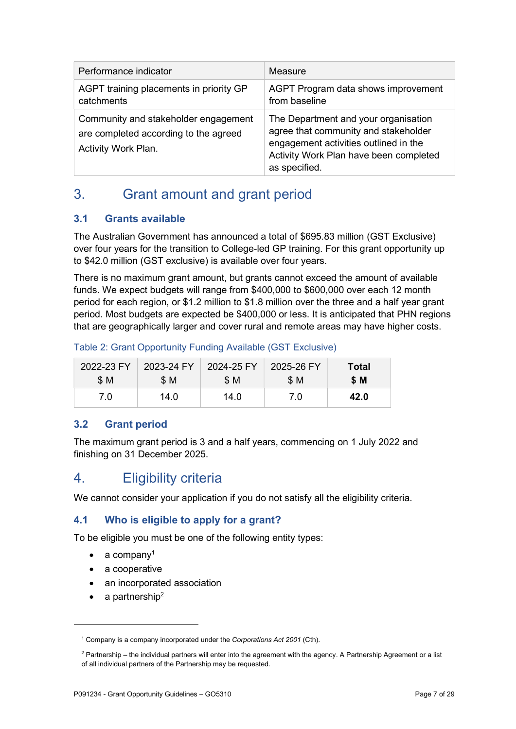| Performance indicator | Measure |
| --- | --- |
| AGPT training placements in priority GP catchments | AGPT Program data shows improvement from baseline |
| Community and stakeholder engagement are completed according to the agreed Activity Work Plan. | The Department and your organisation agree that community and stakeholder engagement activities outlined in the Activity Work Plan have been completed as specified. |

# 3. Grant amount and grant period

## 3.1 Grants available

The Australian Government has announced a total of $695.83 million (GST Exclusive) over four years for the transition to College-led GP training. For this grant opportunity up to $42.0 million (GST exclusive) is available over four years.

There is no maximum grant amount, but grants cannot exceed the amount of available funds. We expect budgets will range from $400,000 to $600,000 over each 12 month period for each region, or $1.2 million to $1.8 million over the three and a half year grant period. Most budgets are expected be $400,000 or less. It is anticipated that PHN regions that are geographically larger and cover rural and remote areas may have higher costs.

Table 2: Grant Opportunity Funding Available (GST Exclusive)

| 2022-23 FY $ M | 2023-24 FY $ M | 2024-25 FY $ M | 2025-26 FY $ M | **Total $ M** |
| --- | --- | --- | --- | --- |
| 7.0 | 14.0 | 14.0 | 7.0 | **42.0** |

## 3.2 Grant period

The maximum grant period is 3 and a half years, commencing on 1 July 2022 and finishing on 31 December 2025.

# 4. Eligibility criteria

We cannot consider your application if you do not satisfy all the eligibility criteria.

## 4.1 Who is eligible to apply for a grant?

To be eligible you must be one of the following entity types:

- a company[1]
- a cooperative
- an incorporated association
- a partnership[2]

[1] Company is a company incorporated under the *Corporations Act 2001* (Cth).

[2] Partnership – the individual partners will enter into the agreement with the agency. A Partnership Agreement or a list of all individual partners of the Partnership may be requested.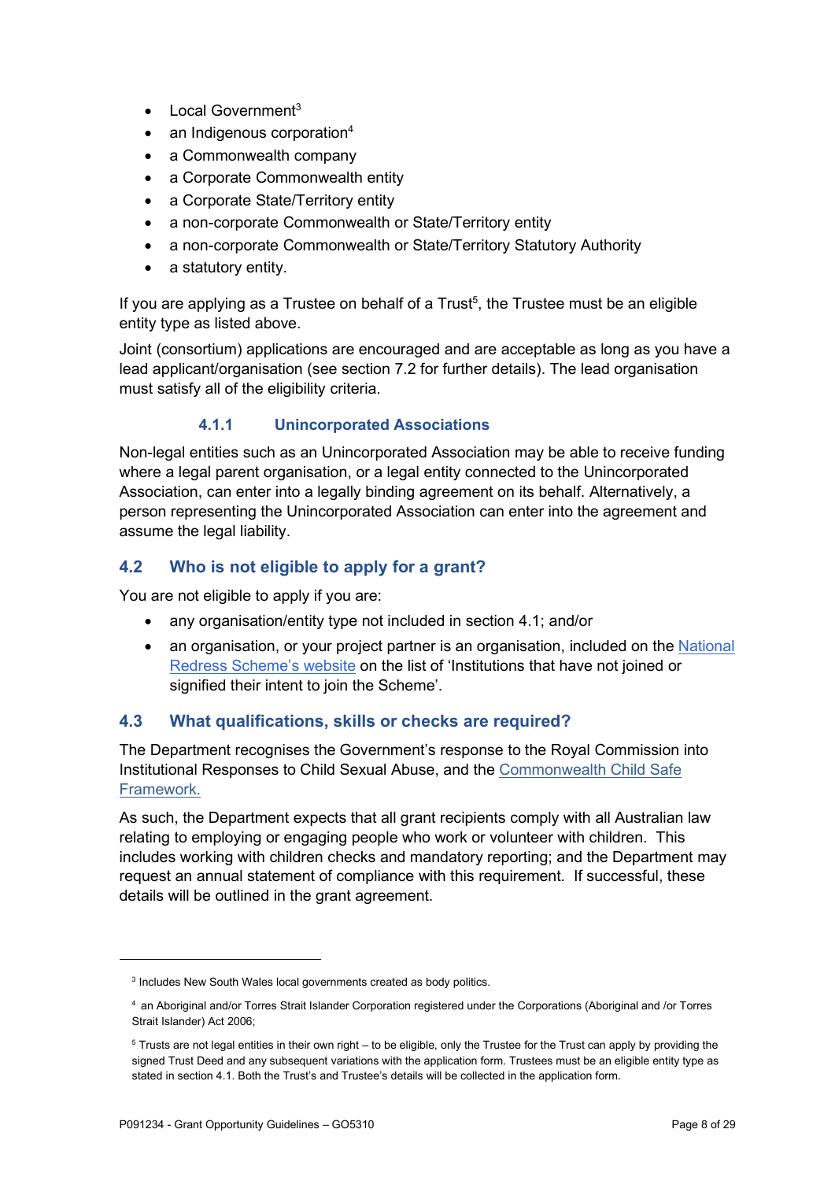- Local Government[3]
- an Indigenous corporation[4]
- a Commonwealth company
- a Corporate Commonwealth entity
- a Corporate State/Territory entity
- a non-corporate Commonwealth or State/Territory entity
- a non-corporate Commonwealth or State/Territory Statutory Authority
- a statutory entity.

If you are applying as a Trustee on behalf of a Trust[5], the Trustee must be an eligible entity type as listed above.

Joint (consortium) applications are encouraged and are acceptable as long as you have a lead applicant/organisation (see section 7.2 for further details). The lead organisation must satisfy all of the eligibility criteria.

#### 4.1.1 Unincorporated Associations

Non-legal entities such as an Unincorporated Association may be able to receive funding where a legal parent organisation, or a legal entity connected to the Unincorporated Association, can enter into a legally binding agreement on its behalf. Alternatively, a person representing the Unincorporated Association can enter into the agreement and assume the legal liability.

### 4.2 Who is not eligible to apply for a grant?

You are not eligible to apply if you are:

- any organisation/entity type not included in section 4.1; and/or
- an organisation, or your project partner is an organisation, included on the National Redress Scheme's website on the list of 'Institutions that have not joined or signified their intent to join the Scheme'.

### 4.3 What qualifications, skills or checks are required?

The Department recognises the Government's response to the Royal Commission into Institutional Responses to Child Sexual Abuse, and the Commonwealth Child Safe Framework.

As such, the Department expects that all grant recipients comply with all Australian law relating to employing or engaging people who work or volunteer with children. This includes working with children checks and mandatory reporting; and the Department may request an annual statement of compliance with this requirement. If successful, these details will be outlined in the grant agreement.

---

[3] Includes New South Wales local governments created as body politics.

[4] an Aboriginal and/or Torres Strait Islander Corporation registered under the Corporations (Aboriginal and /or Torres Strait Islander) Act 2006;

[5] Trusts are not legal entities in their own right – to be eligible, only the Trustee for the Trust can apply by providing the signed Trust Deed and any subsequent variations with the application form. Trustees must be an eligible entity type as stated in section 4.1. Both the Trust's and Trustee's details will be collected in the application form.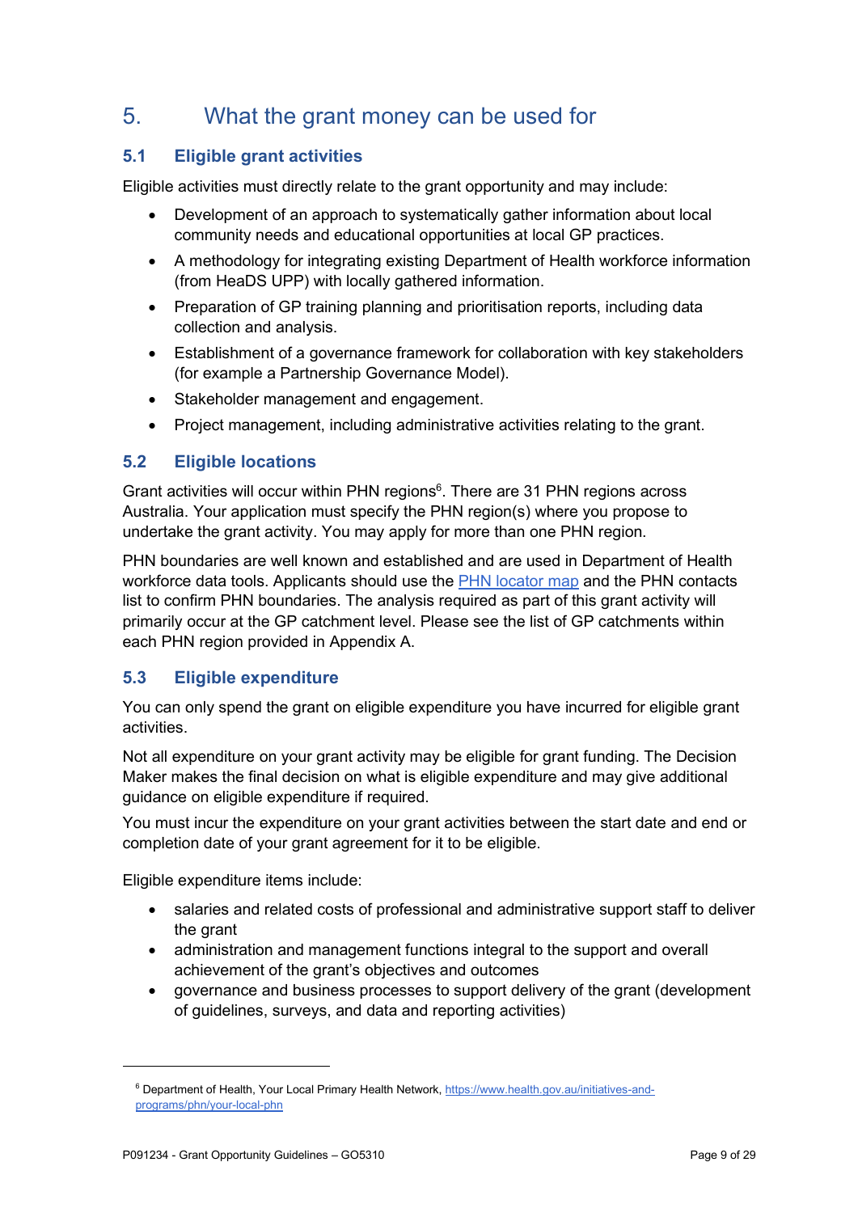# 5. What the grant money can be used for

## 5.1 Eligible grant activities

Eligible activities must directly relate to the grant opportunity and may include:

- Development of an approach to systematically gather information about local community needs and educational opportunities at local GP practices.
- A methodology for integrating existing Department of Health workforce information (from HeaDS UPP) with locally gathered information.
- Preparation of GP training planning and prioritisation reports, including data collection and analysis.
- Establishment of a governance framework for collaboration with key stakeholders (for example a Partnership Governance Model).
- Stakeholder management and engagement.
- Project management, including administrative activities relating to the grant.

## 5.2 Eligible locations

Grant activities will occur within PHN regions[6]. There are 31 PHN regions across Australia. Your application must specify the PHN region(s) where you propose to undertake the grant activity. You may apply for more than one PHN region.

PHN boundaries are well known and established and are used in Department of Health workforce data tools. Applicants should use the PHN locator map and the PHN contacts list to confirm PHN boundaries. The analysis required as part of this grant activity will primarily occur at the GP catchment level. Please see the list of GP catchments within each PHN region provided in Appendix A.

## 5.3 Eligible expenditure

You can only spend the grant on eligible expenditure you have incurred for eligible grant activities.

Not all expenditure on your grant activity may be eligible for grant funding. The Decision Maker makes the final decision on what is eligible expenditure and may give additional guidance on eligible expenditure if required.

You must incur the expenditure on your grant activities between the start date and end or completion date of your grant agreement for it to be eligible.

Eligible expenditure items include:

- salaries and related costs of professional and administrative support staff to deliver the grant
- administration and management functions integral to the support and overall achievement of the grant's objectives and outcomes
- governance and business processes to support delivery of the grant (development of guidelines, surveys, and data and reporting activities)

[6] Department of Health, Your Local Primary Health Network, https://www.health.gov.au/initiatives-and-programs/phn/your-local-phn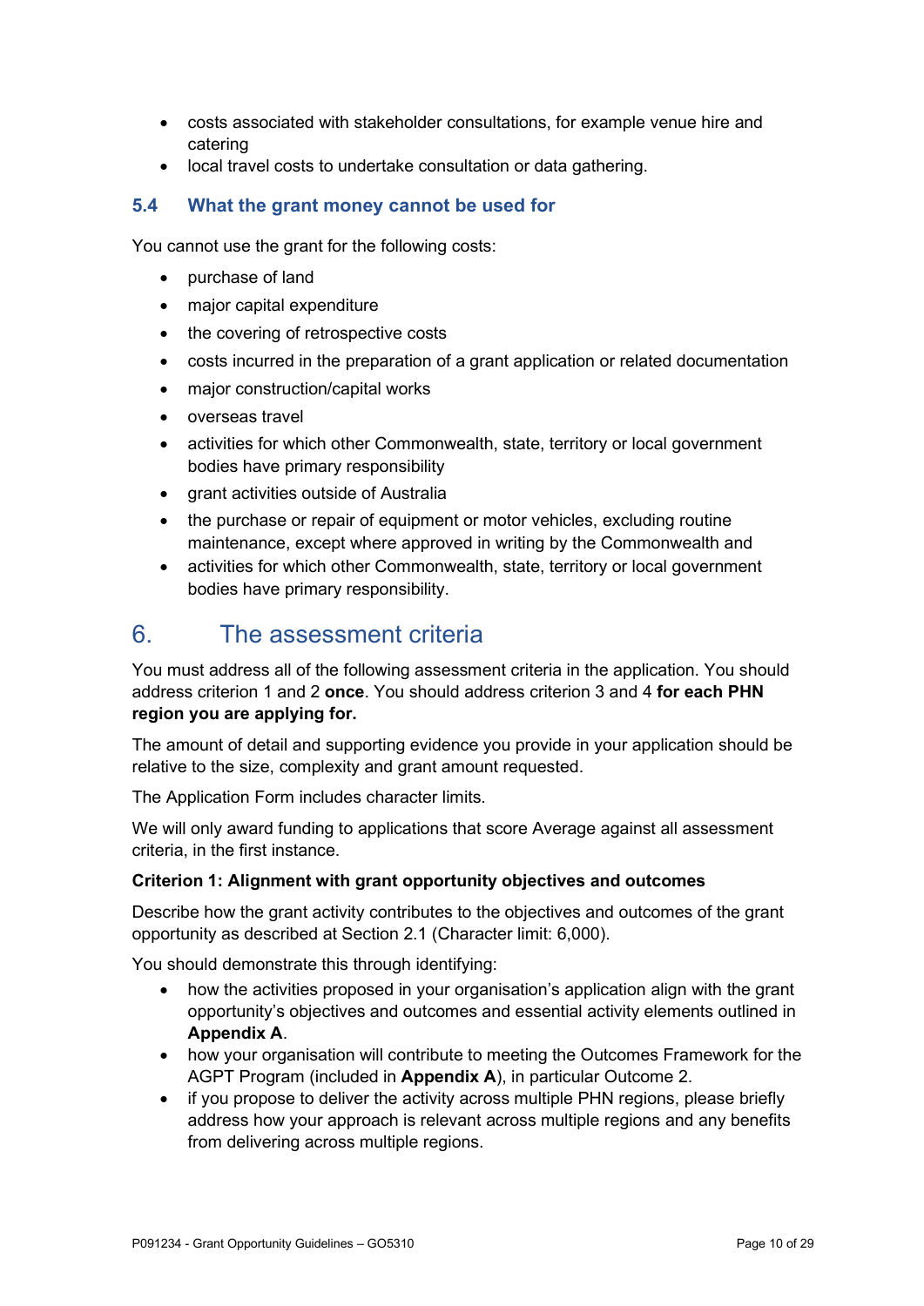- costs associated with stakeholder consultations, for example venue hire and catering
- local travel costs to undertake consultation or data gathering.

### 5.4 What the grant money cannot be used for

You cannot use the grant for the following costs:

- purchase of land
- major capital expenditure
- the covering of retrospective costs
- costs incurred in the preparation of a grant application or related documentation
- major construction/capital works
- overseas travel
- activities for which other Commonwealth, state, territory or local government bodies have primary responsibility
- grant activities outside of Australia
- the purchase or repair of equipment or motor vehicles, excluding routine maintenance, except where approved in writing by the Commonwealth and
- activities for which other Commonwealth, state, territory or local government bodies have primary responsibility.

## 6. The assessment criteria

You must address all of the following assessment criteria in the application. You should address criterion 1 and 2 **once**. You should address criterion 3 and 4 **for each PHN region you are applying for.**

The amount of detail and supporting evidence you provide in your application should be relative to the size, complexity and grant amount requested.

The Application Form includes character limits.

We will only award funding to applications that score Average against all assessment criteria, in the first instance.

**Criterion 1: Alignment with grant opportunity objectives and outcomes**

Describe how the grant activity contributes to the objectives and outcomes of the grant opportunity as described at Section 2.1 (Character limit: 6,000).

You should demonstrate this through identifying:

- how the activities proposed in your organisation's application align with the grant opportunity's objectives and outcomes and essential activity elements outlined in **Appendix A**.
- how your organisation will contribute to meeting the Outcomes Framework for the AGPT Program (included in **Appendix A**), in particular Outcome 2.
- if you propose to deliver the activity across multiple PHN regions, please briefly address how your approach is relevant across multiple regions and any benefits from delivering across multiple regions.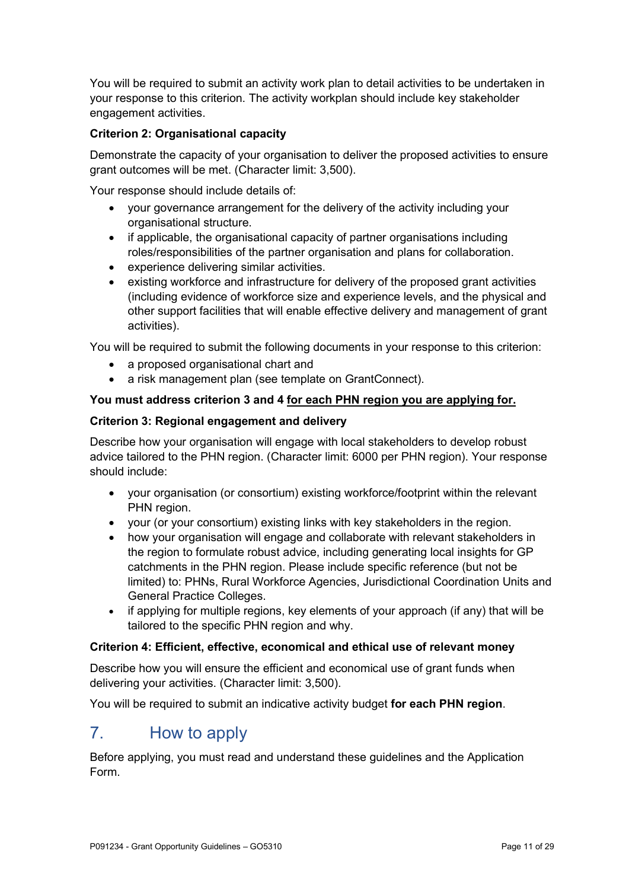You will be required to submit an activity work plan to detail activities to be undertaken in your response to this criterion. The activity workplan should include key stakeholder engagement activities.

**Criterion 2: Organisational capacity**

Demonstrate the capacity of your organisation to deliver the proposed activities to ensure grant outcomes will be met. (Character limit: 3,500).

Your response should include details of:

- your governance arrangement for the delivery of the activity including your organisational structure.
- if applicable, the organisational capacity of partner organisations including roles/responsibilities of the partner organisation and plans for collaboration.
- experience delivering similar activities.
- existing workforce and infrastructure for delivery of the proposed grant activities (including evidence of workforce size and experience levels, and the physical and other support facilities that will enable effective delivery and management of grant activities).

You will be required to submit the following documents in your response to this criterion:

- a proposed organisational chart and
- a risk management plan (see template on GrantConnect).

**You must address criterion 3 and 4 <u>for each PHN region you are applying for.</u>**

**Criterion 3: Regional engagement and delivery**

Describe how your organisation will engage with local stakeholders to develop robust advice tailored to the PHN region. (Character limit: 6000 per PHN region). Your response should include:

- your organisation (or consortium) existing workforce/footprint within the relevant PHN region.
- your (or your consortium) existing links with key stakeholders in the region.
- how your organisation will engage and collaborate with relevant stakeholders in the region to formulate robust advice, including generating local insights for GP catchments in the PHN region. Please include specific reference (but not be limited) to: PHNs, Rural Workforce Agencies, Jurisdictional Coordination Units and General Practice Colleges.
- if applying for multiple regions, key elements of your approach (if any) that will be tailored to the specific PHN region and why.

**Criterion 4: Efficient, effective, economical and ethical use of relevant money**

Describe how you will ensure the efficient and economical use of grant funds when delivering your activities. (Character limit: 3,500).

You will be required to submit an indicative activity budget **for each PHN region**.

## 7. How to apply

Before applying, you must read and understand these guidelines and the Application Form.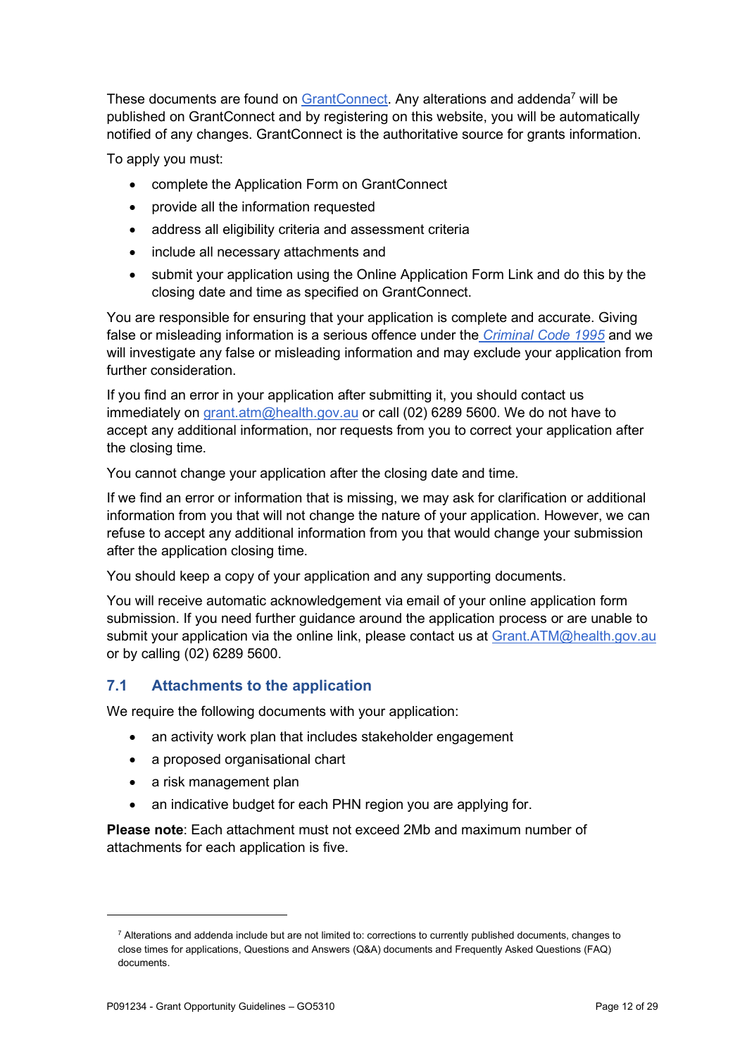These documents are found on GrantConnect. Any alterations and addenda[7] will be published on GrantConnect and by registering on this website, you will be automatically notified of any changes. GrantConnect is the authoritative source for grants information.

To apply you must:

- complete the Application Form on GrantConnect
- provide all the information requested
- address all eligibility criteria and assessment criteria
- include all necessary attachments and
- submit your application using the Online Application Form Link and do this by the closing date and time as specified on GrantConnect.

You are responsible for ensuring that your application is complete and accurate. Giving false or misleading information is a serious offence under the *Criminal Code 1995* and we will investigate any false or misleading information and may exclude your application from further consideration.

If you find an error in your application after submitting it, you should contact us immediately on grant.atm@health.gov.au or call (02) 6289 5600. We do not have to accept any additional information, nor requests from you to correct your application after the closing time.

You cannot change your application after the closing date and time.

If we find an error or information that is missing, we may ask for clarification or additional information from you that will not change the nature of your application. However, we can refuse to accept any additional information from you that would change your submission after the application closing time.

You should keep a copy of your application and any supporting documents.

You will receive automatic acknowledgement via email of your online application form submission. If you need further guidance around the application process or are unable to submit your application via the online link, please contact us at Grant.ATM@health.gov.au or by calling (02) 6289 5600.

## 7.1 Attachments to the application

We require the following documents with your application:

- an activity work plan that includes stakeholder engagement
- a proposed organisational chart
- a risk management plan
- an indicative budget for each PHN region you are applying for.

**Please note**: Each attachment must not exceed 2Mb and maximum number of attachments for each application is five.

---

[7] Alterations and addenda include but are not limited to: corrections to currently published documents, changes to close times for applications, Questions and Answers (Q&A) documents and Frequently Asked Questions (FAQ) documents.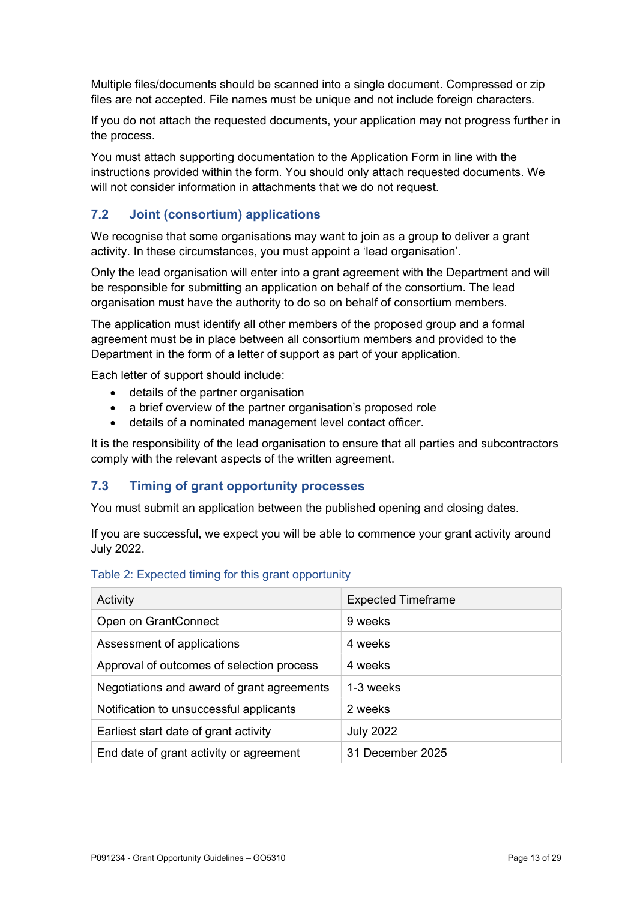Multiple files/documents should be scanned into a single document. Compressed or zip files are not accepted. File names must be unique and not include foreign characters.

If you do not attach the requested documents, your application may not progress further in the process.

You must attach supporting documentation to the Application Form in line with the instructions provided within the form. You should only attach requested documents. We will not consider information in attachments that we do not request.

## 7.2 Joint (consortium) applications

We recognise that some organisations may want to join as a group to deliver a grant activity. In these circumstances, you must appoint a 'lead organisation'.

Only the lead organisation will enter into a grant agreement with the Department and will be responsible for submitting an application on behalf of the consortium. The lead organisation must have the authority to do so on behalf of consortium members.

The application must identify all other members of the proposed group and a formal agreement must be in place between all consortium members and provided to the Department in the form of a letter of support as part of your application.

Each letter of support should include:

- details of the partner organisation
- a brief overview of the partner organisation's proposed role
- details of a nominated management level contact officer.

It is the responsibility of the lead organisation to ensure that all parties and subcontractors comply with the relevant aspects of the written agreement.

## 7.3 Timing of grant opportunity processes

You must submit an application between the published opening and closing dates.

If you are successful, we expect you will be able to commence your grant activity around July 2022.

Table 2: Expected timing for this grant opportunity

| Activity | Expected Timeframe |
|---|---|
| Open on GrantConnect | 9 weeks |
| Assessment of applications | 4 weeks |
| Approval of outcomes of selection process | 4 weeks |
| Negotiations and award of grant agreements | 1-3 weeks |
| Notification to unsuccessful applicants | 2 weeks |
| Earliest start date of grant activity | July 2022 |
| End date of grant activity or agreement | 31 December 2025 |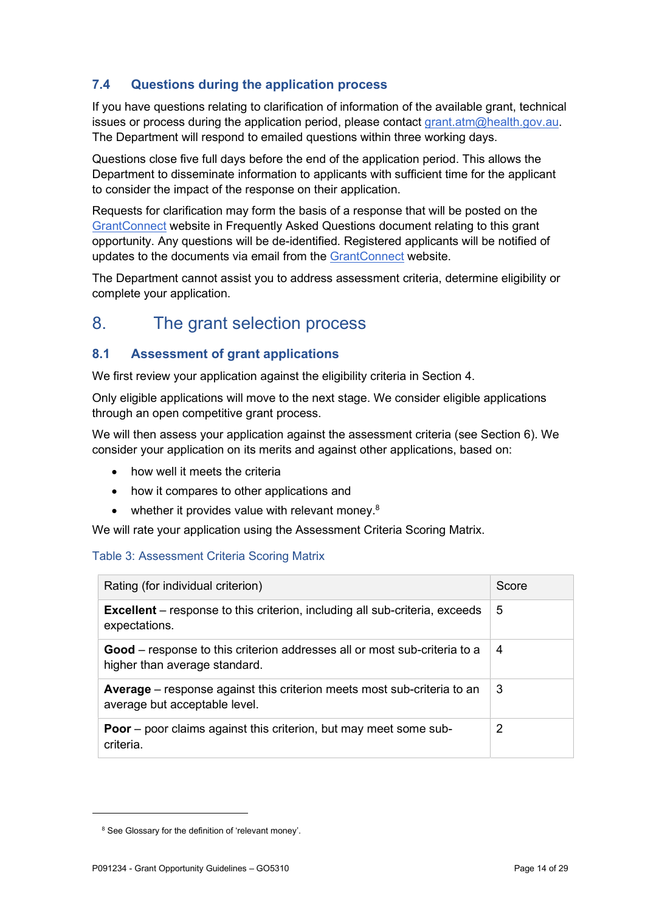### 7.4 Questions during the application process

If you have questions relating to clarification of information of the available grant, technical issues or process during the application period, please contact grant.atm@health.gov.au. The Department will respond to emailed questions within three working days.

Questions close five full days before the end of the application period. This allows the Department to disseminate information to applicants with sufficient time for the applicant to consider the impact of the response on their application.

Requests for clarification may form the basis of a response that will be posted on the GrantConnect website in Frequently Asked Questions document relating to this grant opportunity. Any questions will be de-identified. Registered applicants will be notified of updates to the documents via email from the GrantConnect website.

The Department cannot assist you to address assessment criteria, determine eligibility or complete your application.

## 8. The grant selection process

### 8.1 Assessment of grant applications

We first review your application against the eligibility criteria in Section 4.

Only eligible applications will move to the next stage. We consider eligible applications through an open competitive grant process.

We will then assess your application against the assessment criteria (see Section 6). We consider your application on its merits and against other applications, based on:

- how well it meets the criteria
- how it compares to other applications and
- whether it provides value with relevant money.[8]

We will rate your application using the Assessment Criteria Scoring Matrix.

Table 3: Assessment Criteria Scoring Matrix

| Rating (for individual criterion) | Score |
|---|---|
| **Excellent** – response to this criterion, including all sub-criteria, exceeds expectations. | 5 |
| **Good** – response to this criterion addresses all or most sub-criteria to a higher than average standard. | 4 |
| **Average** – response against this criterion meets most sub-criteria to an average but acceptable level. | 3 |
| **Poor** – poor claims against this criterion, but may meet some sub-criteria. | 2 |

[8] See Glossary for the definition of 'relevant money'.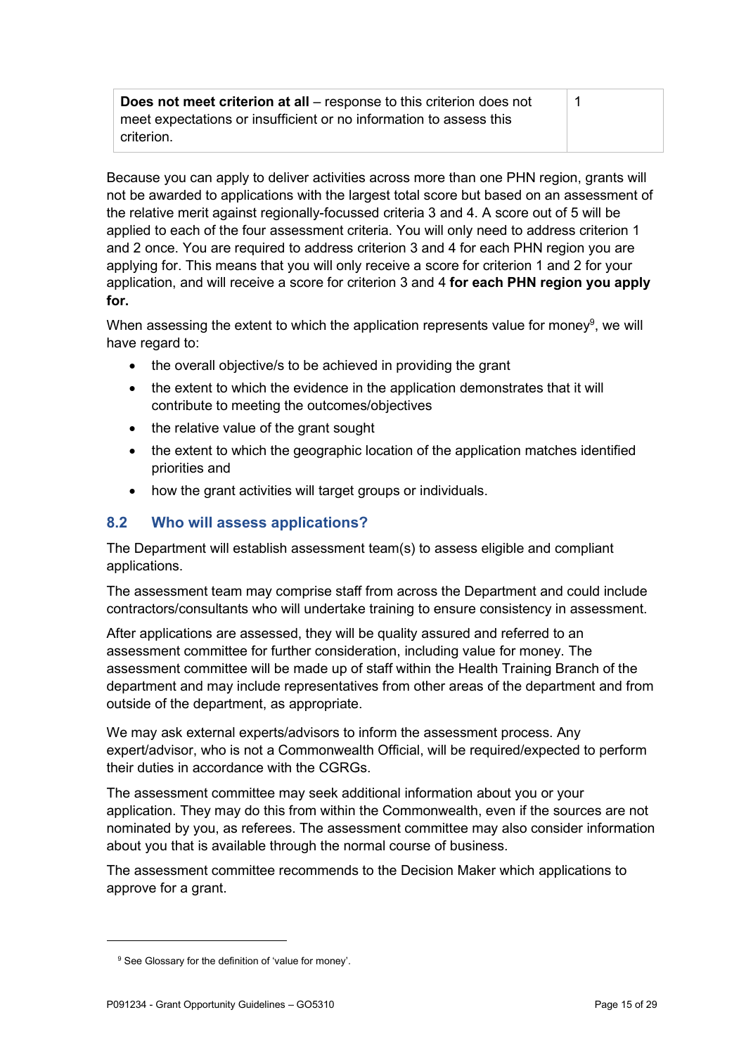| **Does not meet criterion at all** – response to this criterion does not meet expectations or insufficient or no information to assess this criterion. | 1 |
|---|---|

Because you can apply to deliver activities across more than one PHN region, grants will not be awarded to applications with the largest total score but based on an assessment of the relative merit against regionally-focussed criteria 3 and 4. A score out of 5 will be applied to each of the four assessment criteria. You will only need to address criterion 1 and 2 once. You are required to address criterion 3 and 4 for each PHN region you are applying for. This means that you will only receive a score for criterion 1 and 2 for your application, and will receive a score for criterion 3 and 4 **for each PHN region you apply for.**

When assessing the extent to which the application represents value for money[9], we will have regard to:

- the overall objective/s to be achieved in providing the grant
- the extent to which the evidence in the application demonstrates that it will contribute to meeting the outcomes/objectives
- the relative value of the grant sought
- the extent to which the geographic location of the application matches identified priorities and
- how the grant activities will target groups or individuals.

### 8.2 Who will assess applications?

The Department will establish assessment team(s) to assess eligible and compliant applications.

The assessment team may comprise staff from across the Department and could include contractors/consultants who will undertake training to ensure consistency in assessment.

After applications are assessed, they will be quality assured and referred to an assessment committee for further consideration, including value for money. The assessment committee will be made up of staff within the Health Training Branch of the department and may include representatives from other areas of the department and from outside of the department, as appropriate.

We may ask external experts/advisors to inform the assessment process. Any expert/advisor, who is not a Commonwealth Official, will be required/expected to perform their duties in accordance with the CGRGs.

The assessment committee may seek additional information about you or your application. They may do this from within the Commonwealth, even if the sources are not nominated by you, as referees. The assessment committee may also consider information about you that is available through the normal course of business.

The assessment committee recommends to the Decision Maker which applications to approve for a grant.

[9] See Glossary for the definition of 'value for money'.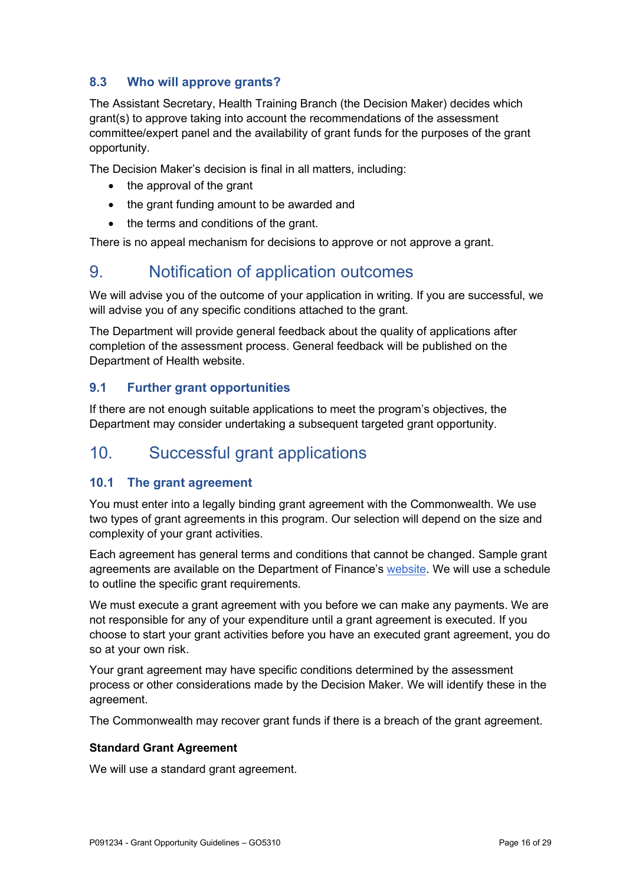### 8.3 Who will approve grants?

The Assistant Secretary, Health Training Branch (the Decision Maker) decides which grant(s) to approve taking into account the recommendations of the assessment committee/expert panel and the availability of grant funds for the purposes of the grant opportunity.

The Decision Maker's decision is final in all matters, including:

- the approval of the grant
- the grant funding amount to be awarded and
- the terms and conditions of the grant.

There is no appeal mechanism for decisions to approve or not approve a grant.

## 9. Notification of application outcomes

We will advise you of the outcome of your application in writing. If you are successful, we will advise you of any specific conditions attached to the grant.

The Department will provide general feedback about the quality of applications after completion of the assessment process. General feedback will be published on the Department of Health website.

### 9.1 Further grant opportunities

If there are not enough suitable applications to meet the program's objectives, the Department may consider undertaking a subsequent targeted grant opportunity.

## 10. Successful grant applications

### 10.1 The grant agreement

You must enter into a legally binding grant agreement with the Commonwealth. We use two types of grant agreements in this program. Our selection will depend on the size and complexity of your grant activities.

Each agreement has general terms and conditions that cannot be changed. Sample grant agreements are available on the Department of Finance's website. We will use a schedule to outline the specific grant requirements.

We must execute a grant agreement with you before we can make any payments. We are not responsible for any of your expenditure until a grant agreement is executed. If you choose to start your grant activities before you have an executed grant agreement, you do so at your own risk.

Your grant agreement may have specific conditions determined by the assessment process or other considerations made by the Decision Maker. We will identify these in the agreement.

The Commonwealth may recover grant funds if there is a breach of the grant agreement.

**Standard Grant Agreement**

We will use a standard grant agreement.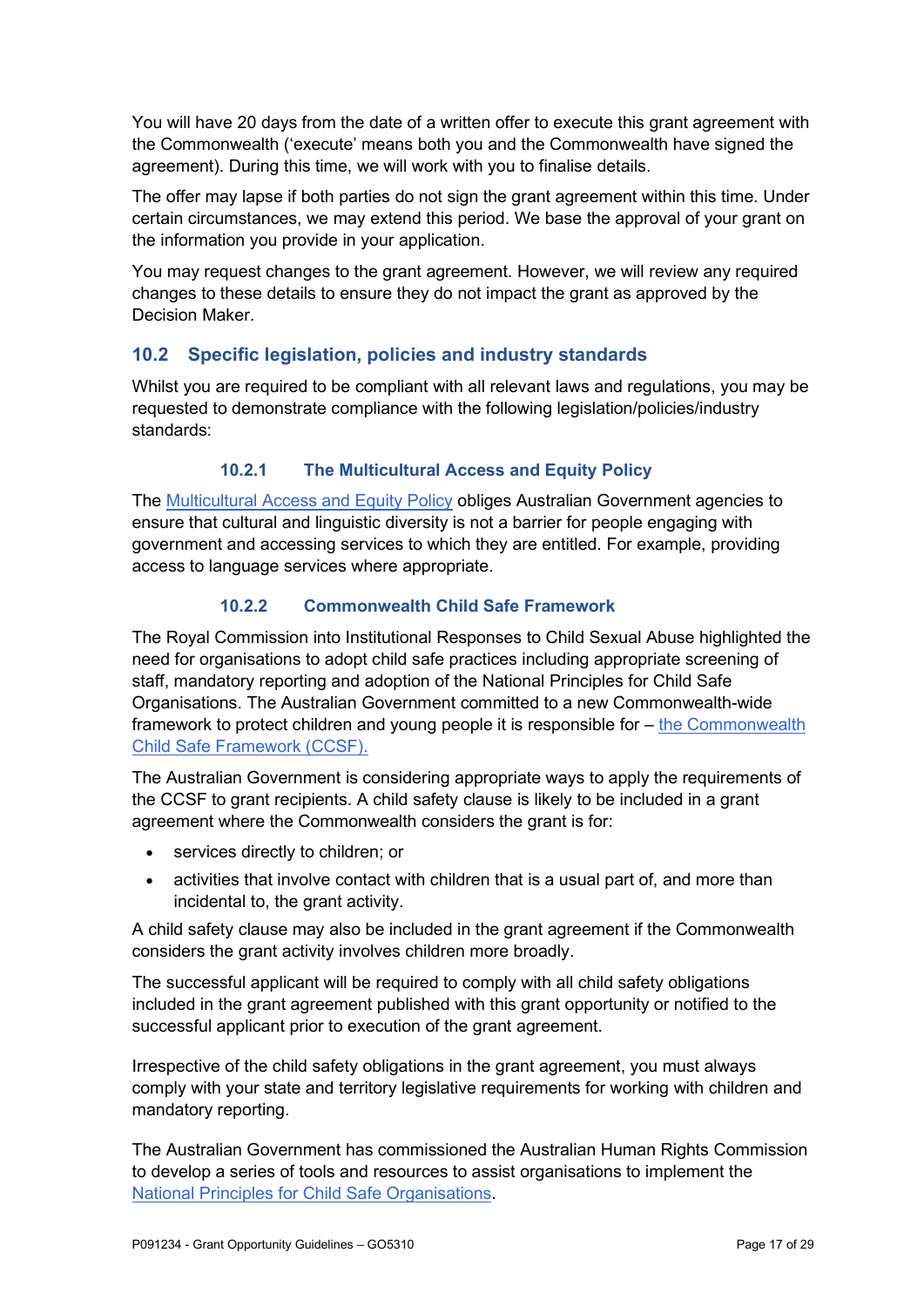You will have 20 days from the date of a written offer to execute this grant agreement with the Commonwealth ('execute' means both you and the Commonwealth have signed the agreement). During this time, we will work with you to finalise details.

The offer may lapse if both parties do not sign the grant agreement within this time. Under certain circumstances, we may extend this period. We base the approval of your grant on the information you provide in your application.

You may request changes to the grant agreement. However, we will review any required changes to these details to ensure they do not impact the grant as approved by the Decision Maker.

## 10.2 Specific legislation, policies and industry standards

Whilst you are required to be compliant with all relevant laws and regulations, you may be requested to demonstrate compliance with the following legislation/policies/industry standards:

### 10.2.1 The Multicultural Access and Equity Policy

The Multicultural Access and Equity Policy obliges Australian Government agencies to ensure that cultural and linguistic diversity is not a barrier for people engaging with government and accessing services to which they are entitled. For example, providing access to language services where appropriate.

### 10.2.2 Commonwealth Child Safe Framework

The Royal Commission into Institutional Responses to Child Sexual Abuse highlighted the need for organisations to adopt child safe practices including appropriate screening of staff, mandatory reporting and adoption of the National Principles for Child Safe Organisations. The Australian Government committed to a new Commonwealth-wide framework to protect children and young people it is responsible for – the Commonwealth Child Safe Framework (CCSF).

The Australian Government is considering appropriate ways to apply the requirements of the CCSF to grant recipients. A child safety clause is likely to be included in a grant agreement where the Commonwealth considers the grant is for:

- services directly to children; or
- activities that involve contact with children that is a usual part of, and more than incidental to, the grant activity.

A child safety clause may also be included in the grant agreement if the Commonwealth considers the grant activity involves children more broadly.

The successful applicant will be required to comply with all child safety obligations included in the grant agreement published with this grant opportunity or notified to the successful applicant prior to execution of the grant agreement.

Irrespective of the child safety obligations in the grant agreement, you must always comply with your state and territory legislative requirements for working with children and mandatory reporting.

The Australian Government has commissioned the Australian Human Rights Commission to develop a series of tools and resources to assist organisations to implement the National Principles for Child Safe Organisations.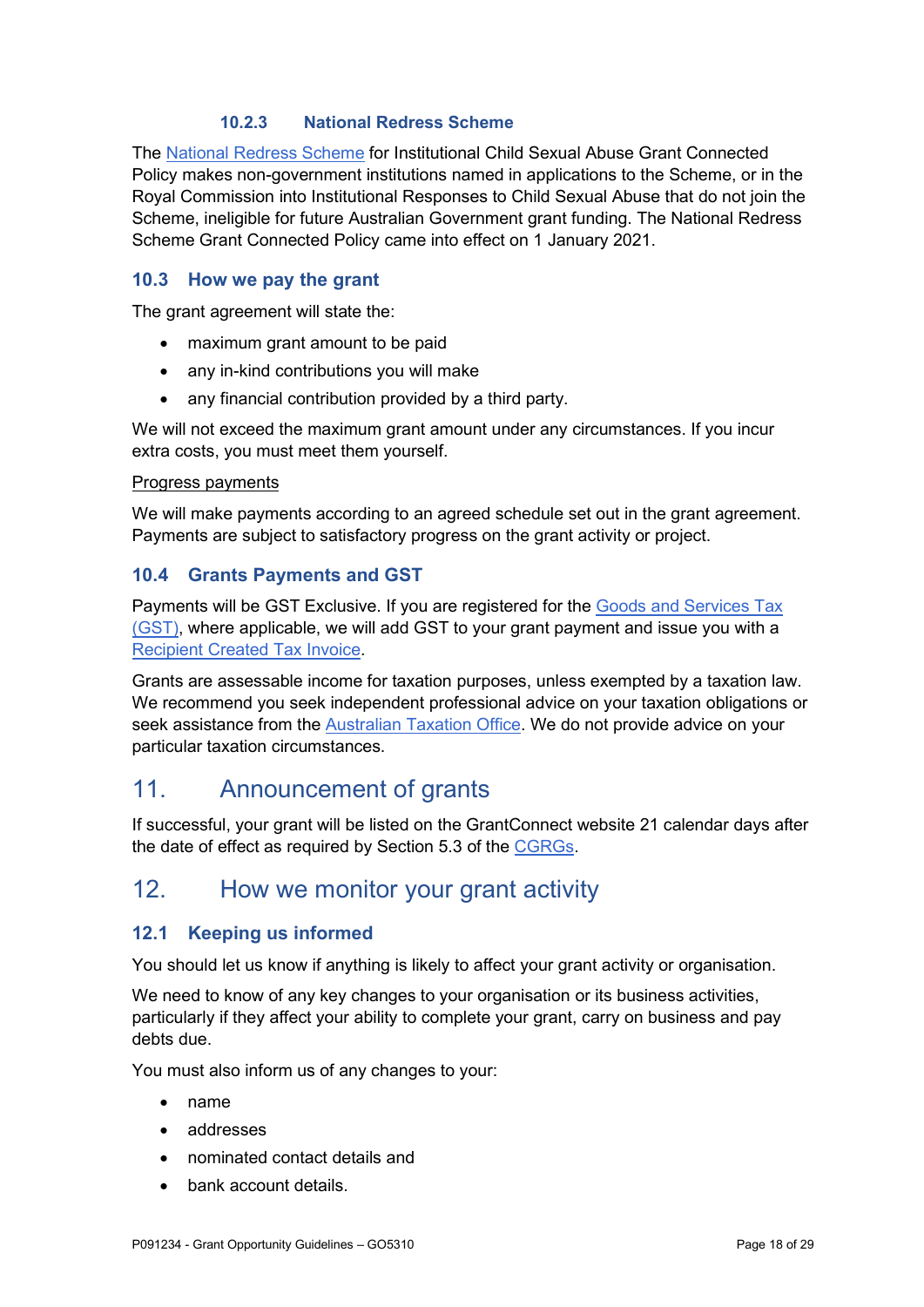#### 10.2.3 National Redress Scheme

The National Redress Scheme for Institutional Child Sexual Abuse Grant Connected Policy makes non-government institutions named in applications to the Scheme, or in the Royal Commission into Institutional Responses to Child Sexual Abuse that do not join the Scheme, ineligible for future Australian Government grant funding. The National Redress Scheme Grant Connected Policy came into effect on 1 January 2021.

### 10.3 How we pay the grant

The grant agreement will state the:

- maximum grant amount to be paid
- any in-kind contributions you will make
- any financial contribution provided by a third party.

We will not exceed the maximum grant amount under any circumstances. If you incur extra costs, you must meet them yourself.

Progress payments

We will make payments according to an agreed schedule set out in the grant agreement. Payments are subject to satisfactory progress on the grant activity or project.

### 10.4 Grants Payments and GST

Payments will be GST Exclusive. If you are registered for the Goods and Services Tax (GST), where applicable, we will add GST to your grant payment and issue you with a Recipient Created Tax Invoice.

Grants are assessable income for taxation purposes, unless exempted by a taxation law. We recommend you seek independent professional advice on your taxation obligations or seek assistance from the Australian Taxation Office. We do not provide advice on your particular taxation circumstances.

## 11. Announcement of grants

If successful, your grant will be listed on the GrantConnect website 21 calendar days after the date of effect as required by Section 5.3 of the CGRGs.

## 12. How we monitor your grant activity

### 12.1 Keeping us informed

You should let us know if anything is likely to affect your grant activity or organisation.

We need to know of any key changes to your organisation or its business activities, particularly if they affect your ability to complete your grant, carry on business and pay debts due.

You must also inform us of any changes to your:

- name
- addresses
- nominated contact details and
- bank account details.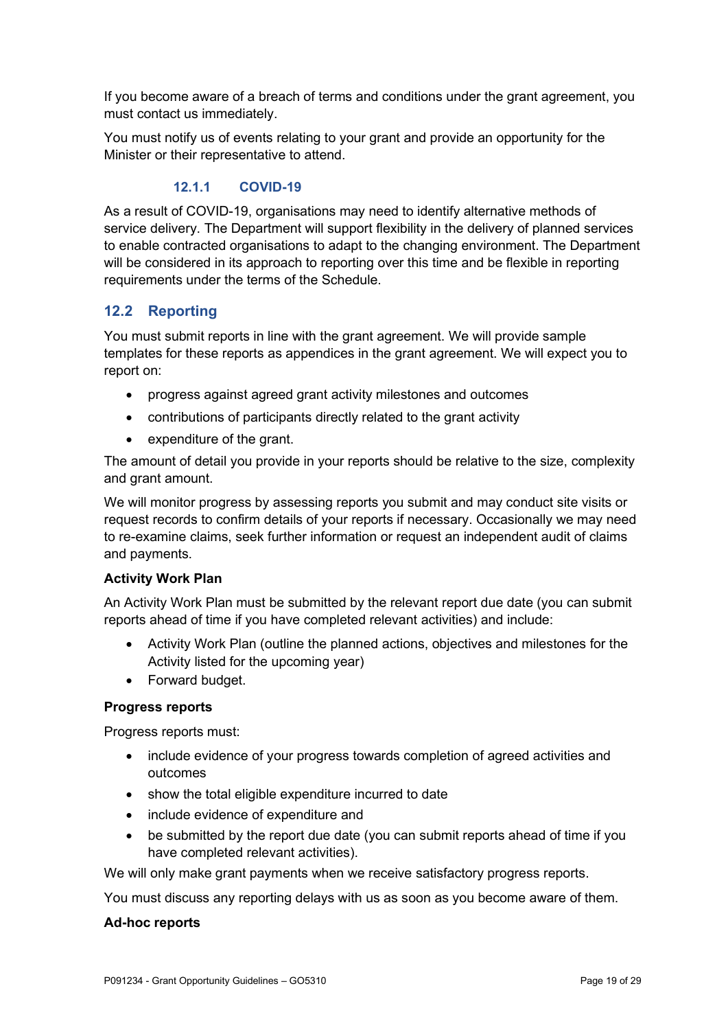If you become aware of a breach of terms and conditions under the grant agreement, you must contact us immediately.

You must notify us of events relating to your grant and provide an opportunity for the Minister or their representative to attend.

#### 12.1.1 COVID-19

As a result of COVID-19, organisations may need to identify alternative methods of service delivery. The Department will support flexibility in the delivery of planned services to enable contracted organisations to adapt to the changing environment. The Department will be considered in its approach to reporting over this time and be flexible in reporting requirements under the terms of the Schedule.

### 12.2 Reporting

You must submit reports in line with the grant agreement. We will provide sample templates for these reports as appendices in the grant agreement. We will expect you to report on:

- progress against agreed grant activity milestones and outcomes
- contributions of participants directly related to the grant activity
- expenditure of the grant.

The amount of detail you provide in your reports should be relative to the size, complexity and grant amount.

We will monitor progress by assessing reports you submit and may conduct site visits or request records to confirm details of your reports if necessary. Occasionally we may need to re-examine claims, seek further information or request an independent audit of claims and payments.

**Activity Work Plan**

An Activity Work Plan must be submitted by the relevant report due date (you can submit reports ahead of time if you have completed relevant activities) and include:

- Activity Work Plan (outline the planned actions, objectives and milestones for the Activity listed for the upcoming year)
- Forward budget.

**Progress reports**

Progress reports must:

- include evidence of your progress towards completion of agreed activities and outcomes
- show the total eligible expenditure incurred to date
- include evidence of expenditure and
- be submitted by the report due date (you can submit reports ahead of time if you have completed relevant activities).

We will only make grant payments when we receive satisfactory progress reports.

You must discuss any reporting delays with us as soon as you become aware of them.

**Ad-hoc reports**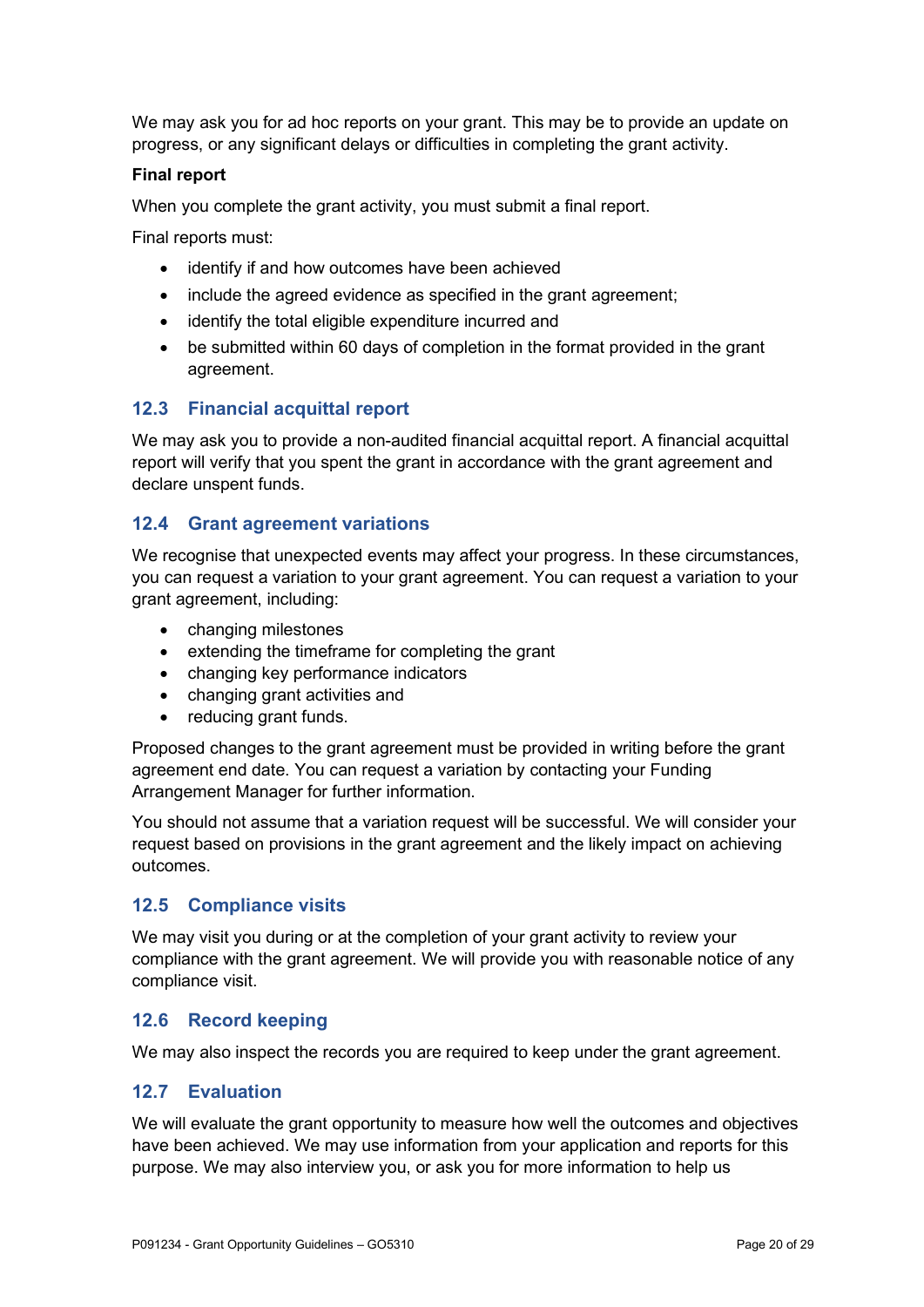We may ask you for ad hoc reports on your grant. This may be to provide an update on progress, or any significant delays or difficulties in completing the grant activity.

**Final report**

When you complete the grant activity, you must submit a final report.

Final reports must:

- identify if and how outcomes have been achieved
- include the agreed evidence as specified in the grant agreement;
- identify the total eligible expenditure incurred and
- be submitted within 60 days of completion in the format provided in the grant agreement.

## 12.3 Financial acquittal report

We may ask you to provide a non-audited financial acquittal report. A financial acquittal report will verify that you spent the grant in accordance with the grant agreement and declare unspent funds.

## 12.4 Grant agreement variations

We recognise that unexpected events may affect your progress. In these circumstances, you can request a variation to your grant agreement. You can request a variation to your grant agreement, including:

- changing milestones
- extending the timeframe for completing the grant
- changing key performance indicators
- changing grant activities and
- reducing grant funds.

Proposed changes to the grant agreement must be provided in writing before the grant agreement end date. You can request a variation by contacting your Funding Arrangement Manager for further information.

You should not assume that a variation request will be successful. We will consider your request based on provisions in the grant agreement and the likely impact on achieving outcomes.

## 12.5 Compliance visits

We may visit you during or at the completion of your grant activity to review your compliance with the grant agreement. We will provide you with reasonable notice of any compliance visit.

## 12.6 Record keeping

We may also inspect the records you are required to keep under the grant agreement.

## 12.7 Evaluation

We will evaluate the grant opportunity to measure how well the outcomes and objectives have been achieved. We may use information from your application and reports for this purpose. We may also interview you, or ask you for more information to help us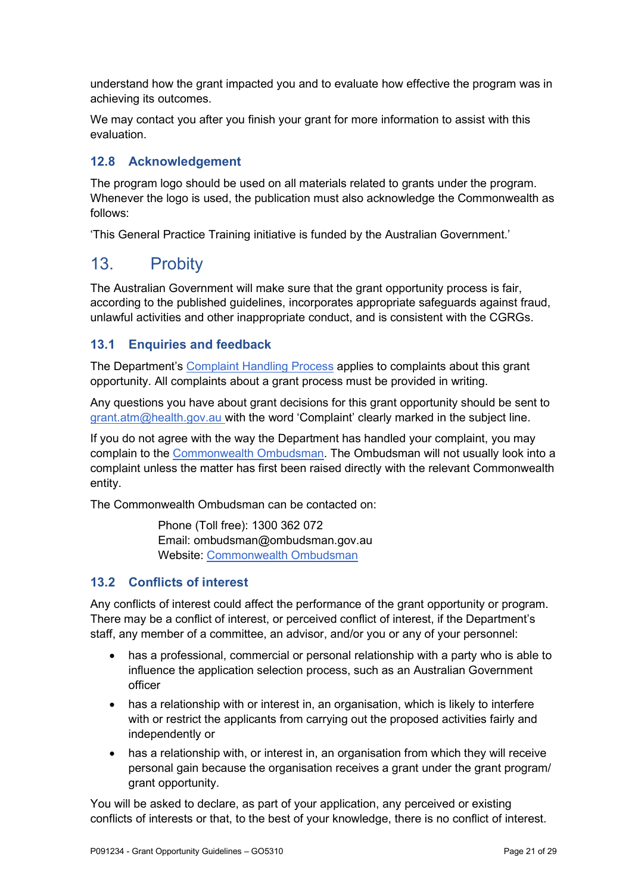understand how the grant impacted you and to evaluate how effective the program was in achieving its outcomes.

We may contact you after you finish your grant for more information to assist with this evaluation.

### 12.8 Acknowledgement

The program logo should be used on all materials related to grants under the program. Whenever the logo is used, the publication must also acknowledge the Commonwealth as follows:

'This General Practice Training initiative is funded by the Australian Government.'

## 13. Probity

The Australian Government will make sure that the grant opportunity process is fair, according to the published guidelines, incorporates appropriate safeguards against fraud, unlawful activities and other inappropriate conduct, and is consistent with the CGRGs.

### 13.1 Enquiries and feedback

The Department's Complaint Handling Process applies to complaints about this grant opportunity. All complaints about a grant process must be provided in writing.

Any questions you have about grant decisions for this grant opportunity should be sent to grant.atm@health.gov.au with the word 'Complaint' clearly marked in the subject line.

If you do not agree with the way the Department has handled your complaint, you may complain to the Commonwealth Ombudsman. The Ombudsman will not usually look into a complaint unless the matter has first been raised directly with the relevant Commonwealth entity.

The Commonwealth Ombudsman can be contacted on:

Phone (Toll free): 1300 362 072
Email: ombudsman@ombudsman.gov.au
Website: Commonwealth Ombudsman

### 13.2 Conflicts of interest

Any conflicts of interest could affect the performance of the grant opportunity or program. There may be a conflict of interest, or perceived conflict of interest, if the Department's staff, any member of a committee, an advisor, and/or you or any of your personnel:

- has a professional, commercial or personal relationship with a party who is able to influence the application selection process, such as an Australian Government officer
- has a relationship with or interest in, an organisation, which is likely to interfere with or restrict the applicants from carrying out the proposed activities fairly and independently or
- has a relationship with, or interest in, an organisation from which they will receive personal gain because the organisation receives a grant under the grant program/ grant opportunity.

You will be asked to declare, as part of your application, any perceived or existing conflicts of interests or that, to the best of your knowledge, there is no conflict of interest.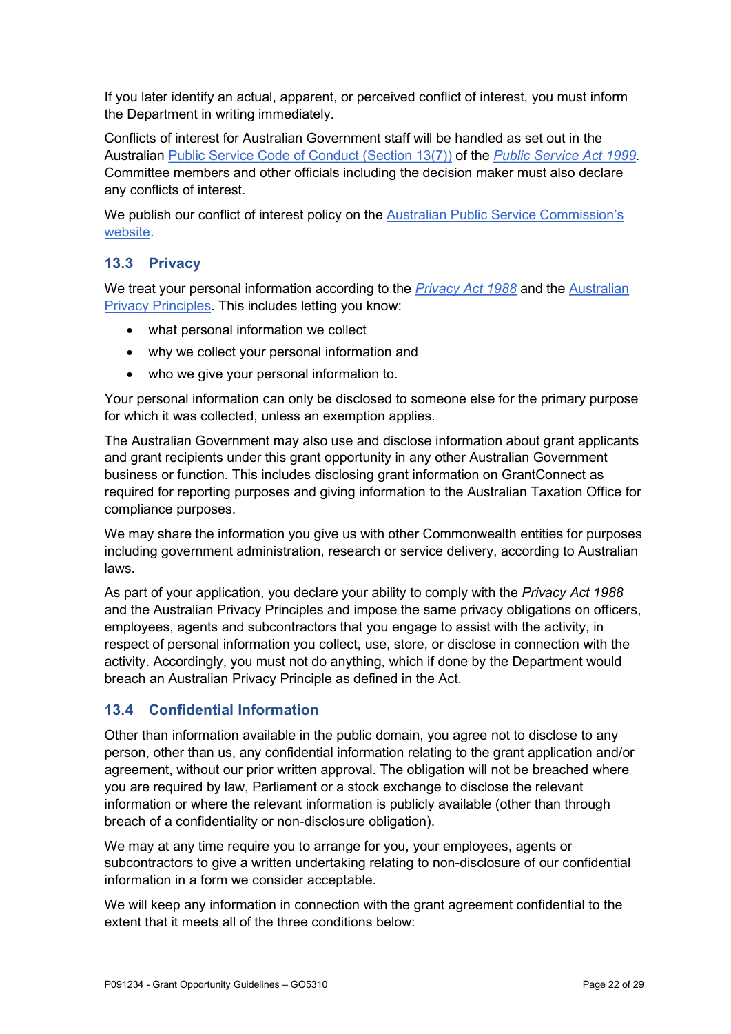If you later identify an actual, apparent, or perceived conflict of interest, you must inform the Department in writing immediately.

Conflicts of interest for Australian Government staff will be handled as set out in the Australian Public Service Code of Conduct (Section 13(7)) of the *Public Service Act 1999*. Committee members and other officials including the decision maker must also declare any conflicts of interest.

We publish our conflict of interest policy on the Australian Public Service Commission's website.

## 13.3 Privacy

We treat your personal information according to the *Privacy Act 1988* and the Australian Privacy Principles. This includes letting you know:

- what personal information we collect
- why we collect your personal information and
- who we give your personal information to.

Your personal information can only be disclosed to someone else for the primary purpose for which it was collected, unless an exemption applies.

The Australian Government may also use and disclose information about grant applicants and grant recipients under this grant opportunity in any other Australian Government business or function. This includes disclosing grant information on GrantConnect as required for reporting purposes and giving information to the Australian Taxation Office for compliance purposes.

We may share the information you give us with other Commonwealth entities for purposes including government administration, research or service delivery, according to Australian laws.

As part of your application, you declare your ability to comply with the *Privacy Act 1988* and the Australian Privacy Principles and impose the same privacy obligations on officers, employees, agents and subcontractors that you engage to assist with the activity, in respect of personal information you collect, use, store, or disclose in connection with the activity. Accordingly, you must not do anything, which if done by the Department would breach an Australian Privacy Principle as defined in the Act.

## 13.4 Confidential Information

Other than information available in the public domain, you agree not to disclose to any person, other than us, any confidential information relating to the grant application and/or agreement, without our prior written approval. The obligation will not be breached where you are required by law, Parliament or a stock exchange to disclose the relevant information or where the relevant information is publicly available (other than through breach of a confidentiality or non-disclosure obligation).

We may at any time require you to arrange for you, your employees, agents or subcontractors to give a written undertaking relating to non-disclosure of our confidential information in a form we consider acceptable.

We will keep any information in connection with the grant agreement confidential to the extent that it meets all of the three conditions below: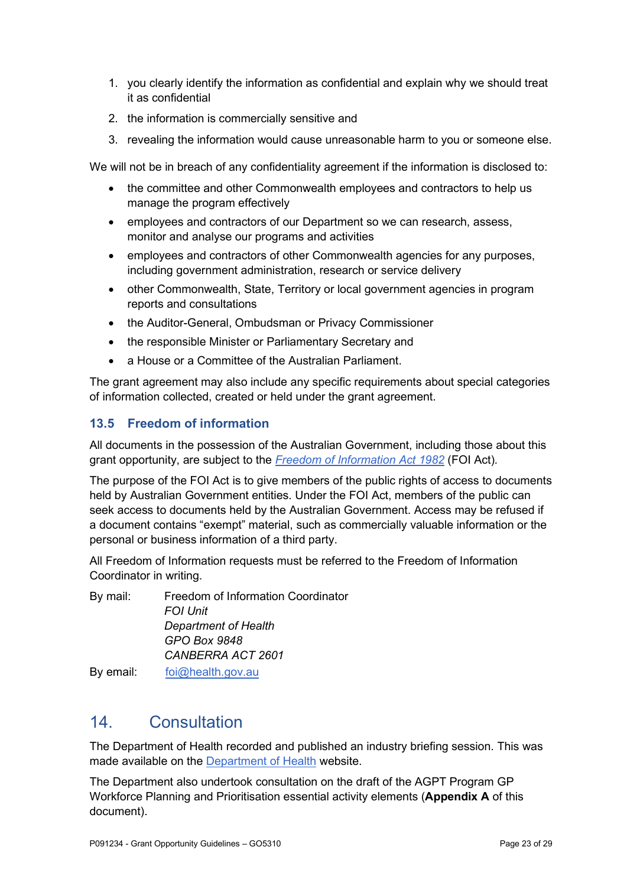1. you clearly identify the information as confidential and explain why we should treat it as confidential
2. the information is commercially sensitive and
3. revealing the information would cause unreasonable harm to you or someone else.

We will not be in breach of any confidentiality agreement if the information is disclosed to:

- the committee and other Commonwealth employees and contractors to help us manage the program effectively
- employees and contractors of our Department so we can research, assess, monitor and analyse our programs and activities
- employees and contractors of other Commonwealth agencies for any purposes, including government administration, research or service delivery
- other Commonwealth, State, Territory or local government agencies in program reports and consultations
- the Auditor-General, Ombudsman or Privacy Commissioner
- the responsible Minister or Parliamentary Secretary and
- a House or a Committee of the Australian Parliament.

The grant agreement may also include any specific requirements about special categories of information collected, created or held under the grant agreement.

### 13.5 Freedom of information

All documents in the possession of the Australian Government, including those about this grant opportunity, are subject to the *Freedom of Information Act 1982* (FOI Act).

The purpose of the FOI Act is to give members of the public rights of access to documents held by Australian Government entities. Under the FOI Act, members of the public can seek access to documents held by the Australian Government. Access may be refused if a document contains "exempt" material, such as commercially valuable information or the personal or business information of a third party.

All Freedom of Information requests must be referred to the Freedom of Information Coordinator in writing.

By mail: Freedom of Information Coordinator
*FOI Unit*
*Department of Health*
*GPO Box 9848*
*CANBERRA ACT 2601*

By email: foi@health.gov.au

## 14. Consultation

The Department of Health recorded and published an industry briefing session. This was made available on the Department of Health website.

The Department also undertook consultation on the draft of the AGPT Program GP Workforce Planning and Prioritisation essential activity elements (**Appendix A** of this document).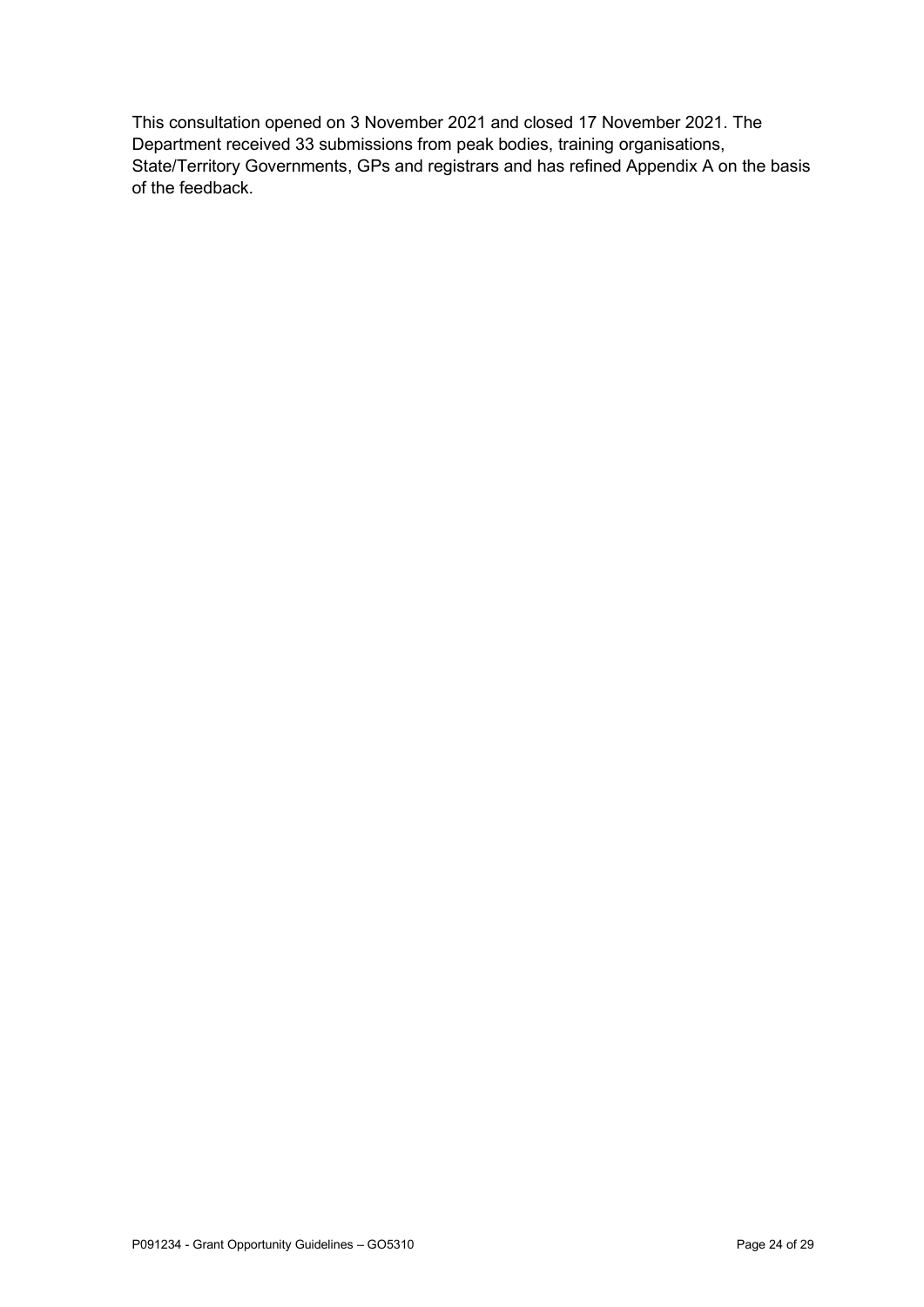This consultation opened on 3 November 2021 and closed 17 November 2021. The Department received 33 submissions from peak bodies, training organisations, State/Territory Governments, GPs and registrars and has refined Appendix A on the basis of the feedback.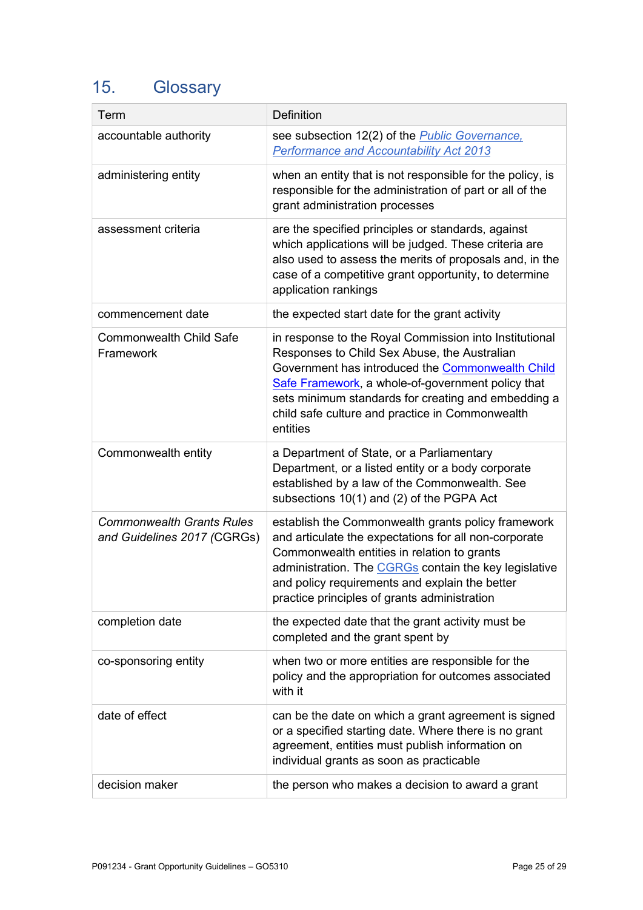## 15. Glossary

| Term | Definition |
|---|---|
| accountable authority | see subsection 12(2) of the *Public Governance, Performance and Accountability Act 2013* |
| administering entity | when an entity that is not responsible for the policy, is responsible for the administration of part or all of the grant administration processes |
| assessment criteria | are the specified principles or standards, against which applications will be judged. These criteria are also used to assess the merits of proposals and, in the case of a competitive grant opportunity, to determine application rankings |
| commencement date | the expected start date for the grant activity |
| Commonwealth Child Safe Framework | in response to the Royal Commission into Institutional Responses to Child Sex Abuse, the Australian Government has introduced the Commonwealth Child Safe Framework, a whole-of-government policy that sets minimum standards for creating and embedding a child safe culture and practice in Commonwealth entities |
| Commonwealth entity | a Department of State, or a Parliamentary Department, or a listed entity or a body corporate established by a law of the Commonwealth. See subsections 10(1) and (2) of the PGPA Act |
| *Commonwealth Grants Rules and Guidelines 2017* (CGRGs) | establish the Commonwealth grants policy framework and articulate the expectations for all non-corporate Commonwealth entities in relation to grants administration. The CGRGs contain the key legislative and policy requirements and explain the better practice principles of grants administration |
| completion date | the expected date that the grant activity must be completed and the grant spent by |
| co-sponsoring entity | when two or more entities are responsible for the policy and the appropriation for outcomes associated with it |
| date of effect | can be the date on which a grant agreement is signed or a specified starting date. Where there is no grant agreement, entities must publish information on individual grants as soon as practicable |
| decision maker | the person who makes a decision to award a grant |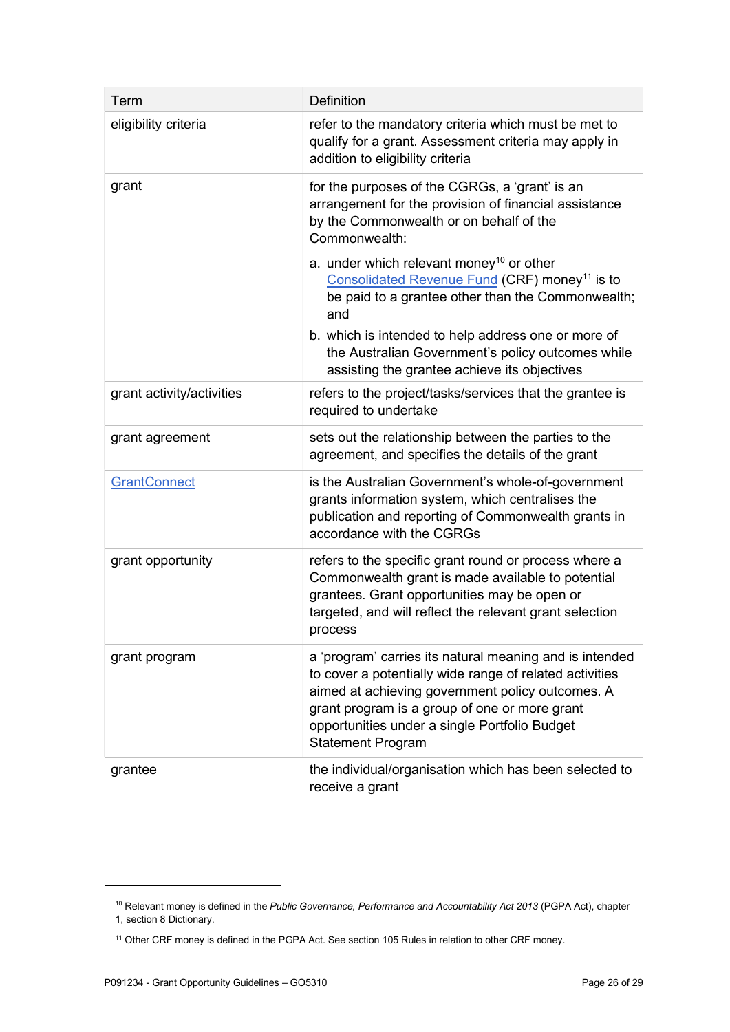| Term | Definition |
|---|---|
| eligibility criteria | refer to the mandatory criteria which must be met to qualify for a grant. Assessment criteria may apply in addition to eligibility criteria |
| grant | for the purposes of the CGRGs, a 'grant' is an arrangement for the provision of financial assistance by the Commonwealth or on behalf of the Commonwealth:<br>a. under which relevant money[10] or other Consolidated Revenue Fund (CRF) money[11] is to be paid to a grantee other than the Commonwealth; and<br>b. which is intended to help address one or more of the Australian Government's policy outcomes while assisting the grantee achieve its objectives |
| grant activity/activities | refers to the project/tasks/services that the grantee is required to undertake |
| grant agreement | sets out the relationship between the parties to the agreement, and specifies the details of the grant |
| GrantConnect | is the Australian Government's whole-of-government grants information system, which centralises the publication and reporting of Commonwealth grants in accordance with the CGRGs |
| grant opportunity | refers to the specific grant round or process where a Commonwealth grant is made available to potential grantees. Grant opportunities may be open or targeted, and will reflect the relevant grant selection process |
| grant program | a 'program' carries its natural meaning and is intended to cover a potentially wide range of related activities aimed at achieving government policy outcomes. A grant program is a group of one or more grant opportunities under a single Portfolio Budget Statement Program |
| grantee | the individual/organisation which has been selected to receive a grant |

[10] Relevant money is defined in the *Public Governance, Performance and Accountability Act 2013* (PGPA Act), chapter 1, section 8 Dictionary.

[11] Other CRF money is defined in the PGPA Act. See section 105 Rules in relation to other CRF money.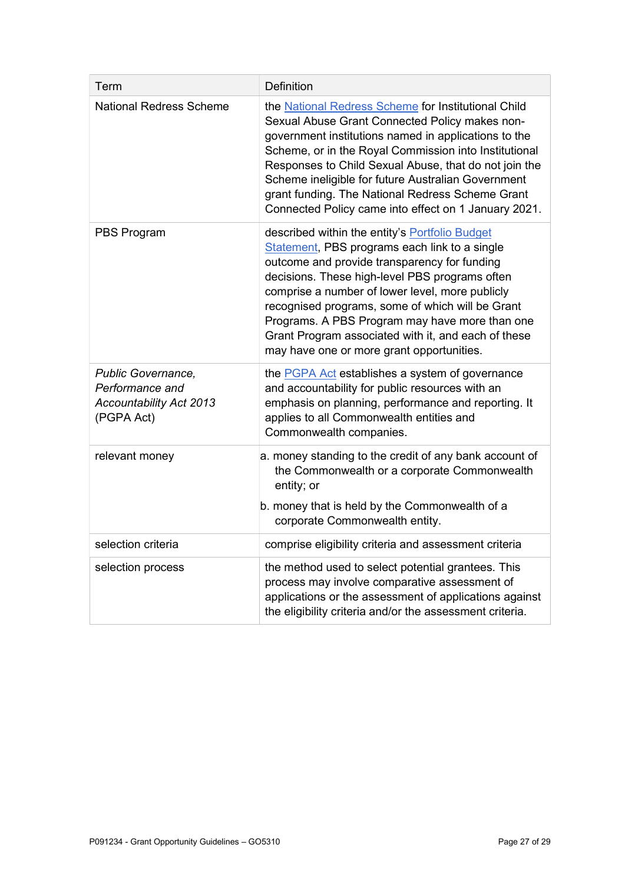| Term | Definition |
|---|---|
| National Redress Scheme | the National Redress Scheme for Institutional Child Sexual Abuse Grant Connected Policy makes non-government institutions named in applications to the Scheme, or in the Royal Commission into Institutional Responses to Child Sexual Abuse, that do not join the Scheme ineligible for future Australian Government grant funding. The National Redress Scheme Grant Connected Policy came into effect on 1 January 2021. |
| PBS Program | described within the entity's Portfolio Budget Statement, PBS programs each link to a single outcome and provide transparency for funding decisions. These high-level PBS programs often comprise a number of lower level, more publicly recognised programs, some of which will be Grant Programs. A PBS Program may have more than one Grant Program associated with it, and each of these may have one or more grant opportunities. |
| *Public Governance, Performance and Accountability Act 2013* (PGPA Act) | the PGPA Act establishes a system of governance and accountability for public resources with an emphasis on planning, performance and reporting. It applies to all Commonwealth entities and Commonwealth companies. |
| relevant money | a. money standing to the credit of any bank account of the Commonwealth or a corporate Commonwealth entity; or<br>b. money that is held by the Commonwealth of a corporate Commonwealth entity. |
| selection criteria | comprise eligibility criteria and assessment criteria |
| selection process | the method used to select potential grantees. This process may involve comparative assessment of applications or the assessment of applications against the eligibility criteria and/or the assessment criteria. |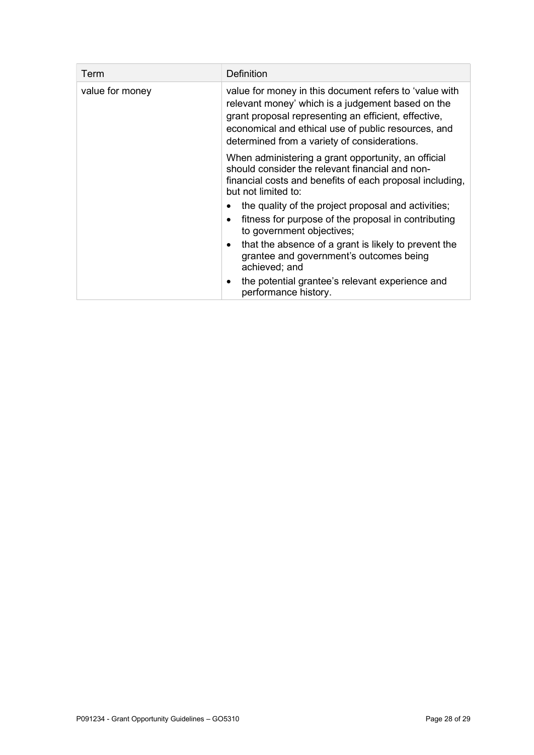| Term | Definition |
| --- | --- |
| value for money | value for money in this document refers to 'value with relevant money' which is a judgement based on the grant proposal representing an efficient, effective, economical and ethical use of public resources, and determined from a variety of considerations.<br><br>When administering a grant opportunity, an official should consider the relevant financial and non-financial costs and benefits of each proposal including, but not limited to:<br><br>• the quality of the project proposal and activities;<br>• fitness for purpose of the proposal in contributing to government objectives;<br>• that the absence of a grant is likely to prevent the grantee and government's outcomes being achieved; and<br>• the potential grantee's relevant experience and performance history. |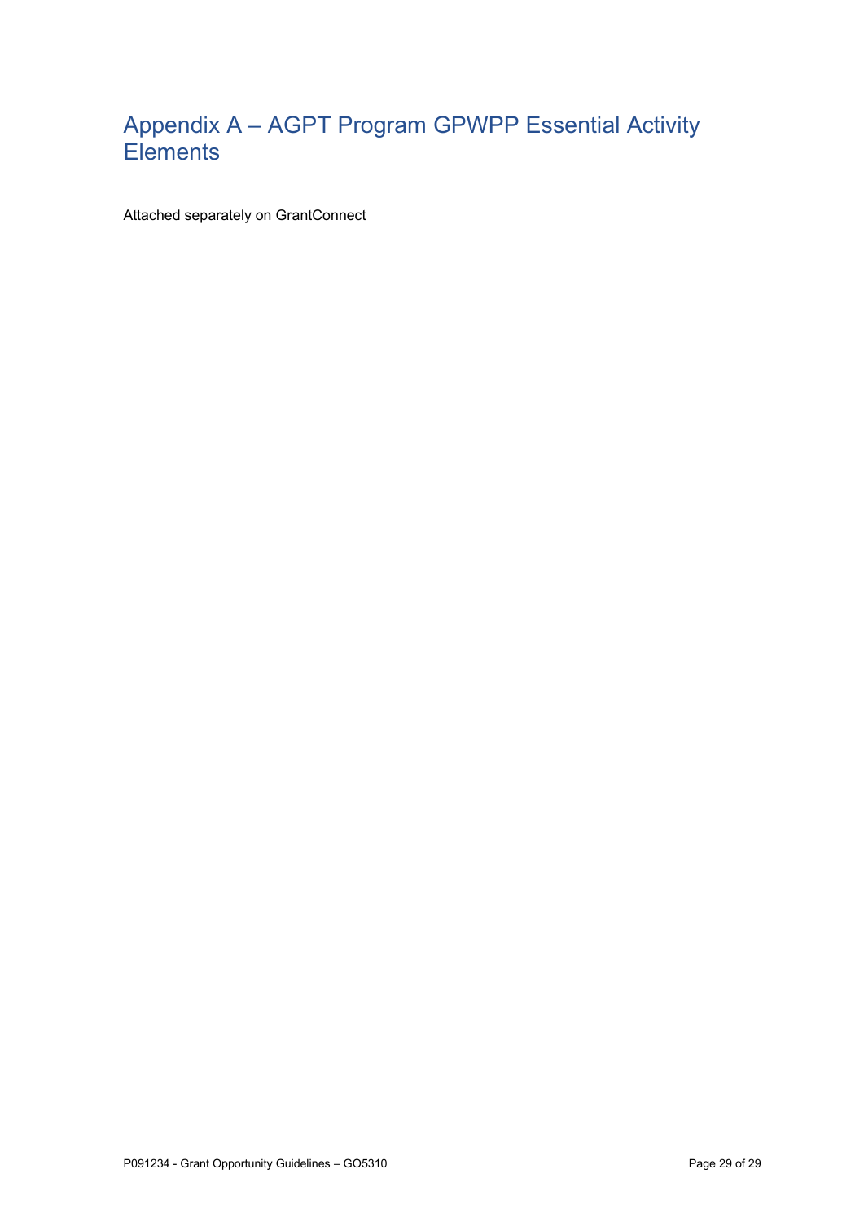# Appendix A – AGPT Program GPWPP Essential Activity Elements

Attached separately on GrantConnect